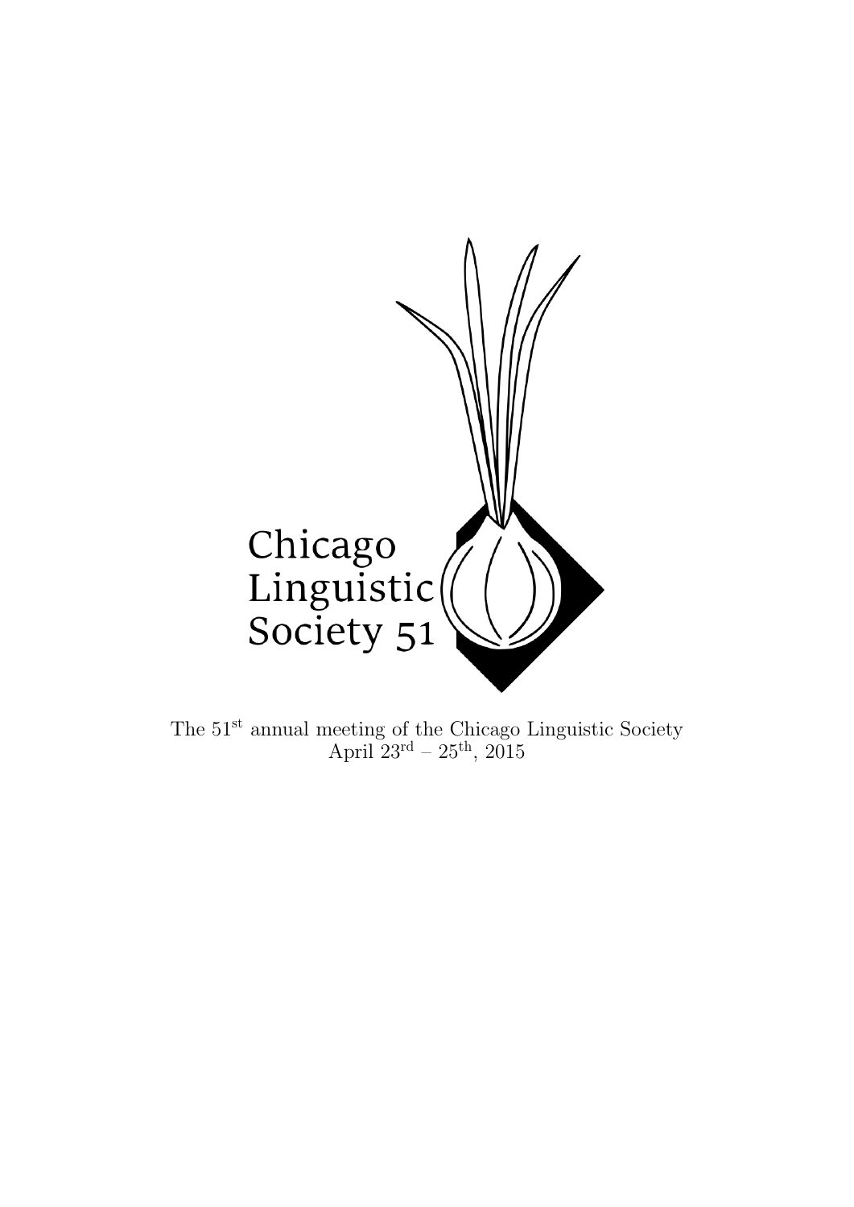Chicago Linguistic Society 51

The 51[st] annual meeting of the Chicago Linguistic Society
April 23[rd] – 25[th], 2015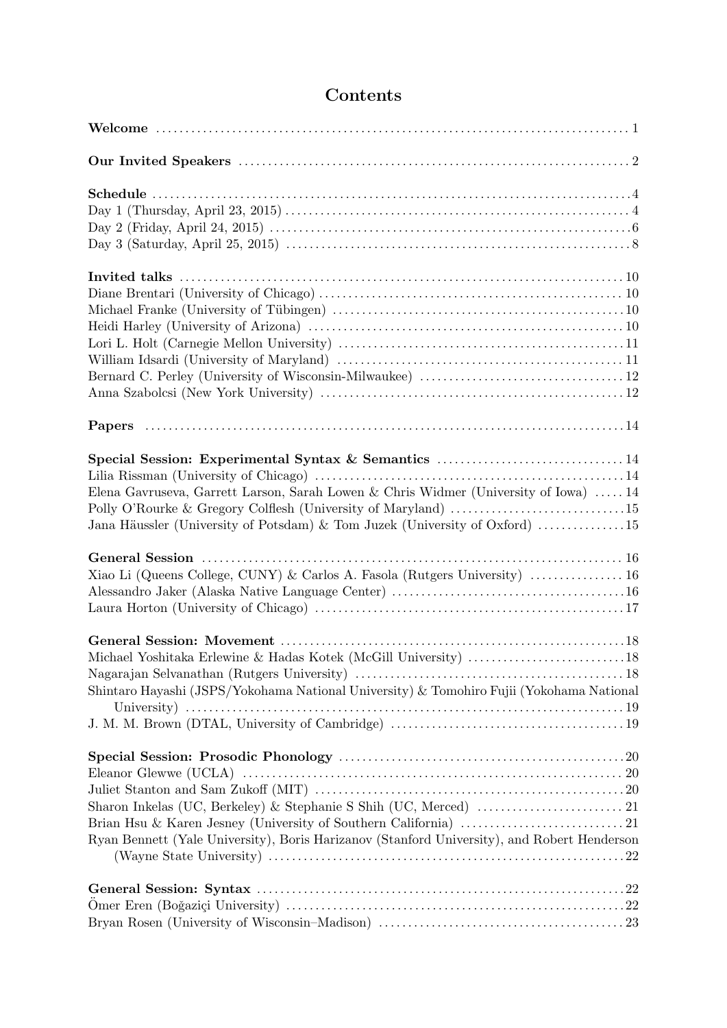# Contents

**Welcome** .......... 1

**Our Invited Speakers** .......... 2

**Schedule** .......... 4
Day 1 (Thursday, April 23, 2015) .......... 4
Day 2 (Friday, April 24, 2015) .......... 6
Day 3 (Saturday, April 25, 2015) .......... 8

**Invited talks** .......... 10
Diane Brentari (University of Chicago) .......... 10
Michael Franke (University of Tübingen) .......... 10
Heidi Harley (University of Arizona) .......... 10
Lori L. Holt (Carnegie Mellon University) .......... 11
William Idsardi (University of Maryland) .......... 11
Bernard C. Perley (University of Wisconsin-Milwaukee) .......... 12
Anna Szabolcsi (New York University) .......... 12

**Papers** .......... 14

**Special Session: Experimental Syntax & Semantics** .......... 14
Lilia Rissman (University of Chicago) .......... 14
Elena Gavruseva, Garrett Larson, Sarah Lowen & Chris Widmer (University of Iowa) .......... 14
Polly O'Rourke & Gregory Colflesh (University of Maryland) .......... 15
Jana Häussler (University of Potsdam) & Tom Juzek (University of Oxford) .......... 15

**General Session** .......... 16
Xiao Li (Queens College, CUNY) & Carlos A. Fasola (Rutgers University) .......... 16
Alessandro Jaker (Alaska Native Language Center) .......... 16
Laura Horton (University of Chicago) .......... 17

**General Session: Movement** .......... 18
Michael Yoshitaka Erlewine & Hadas Kotek (McGill University) .......... 18
Nagarajan Selvanathan (Rutgers University) .......... 18
Shintaro Hayashi (JSPS/Yokohama National University) & Tomohiro Fujii (Yokohama National University) .......... 19
J. M. M. Brown (DTAL, University of Cambridge) .......... 19

**Special Session: Prosodic Phonology** .......... 20
Eleanor Glewwe (UCLA) .......... 20
Juliet Stanton and Sam Zukoff (MIT) .......... 20
Sharon Inkelas (UC, Berkeley) & Stephanie S Shih (UC, Merced) .......... 21
Brian Hsu & Karen Jesney (University of Southern California) .......... 21
Ryan Bennett (Yale University), Boris Harizanov (Stanford University), and Robert Henderson (Wayne State University) .......... 22

**General Session: Syntax** .......... 22
Ömer Eren (Boğaziçi University) .......... 22
Bryan Rosen (University of Wisconsin–Madison) .......... 23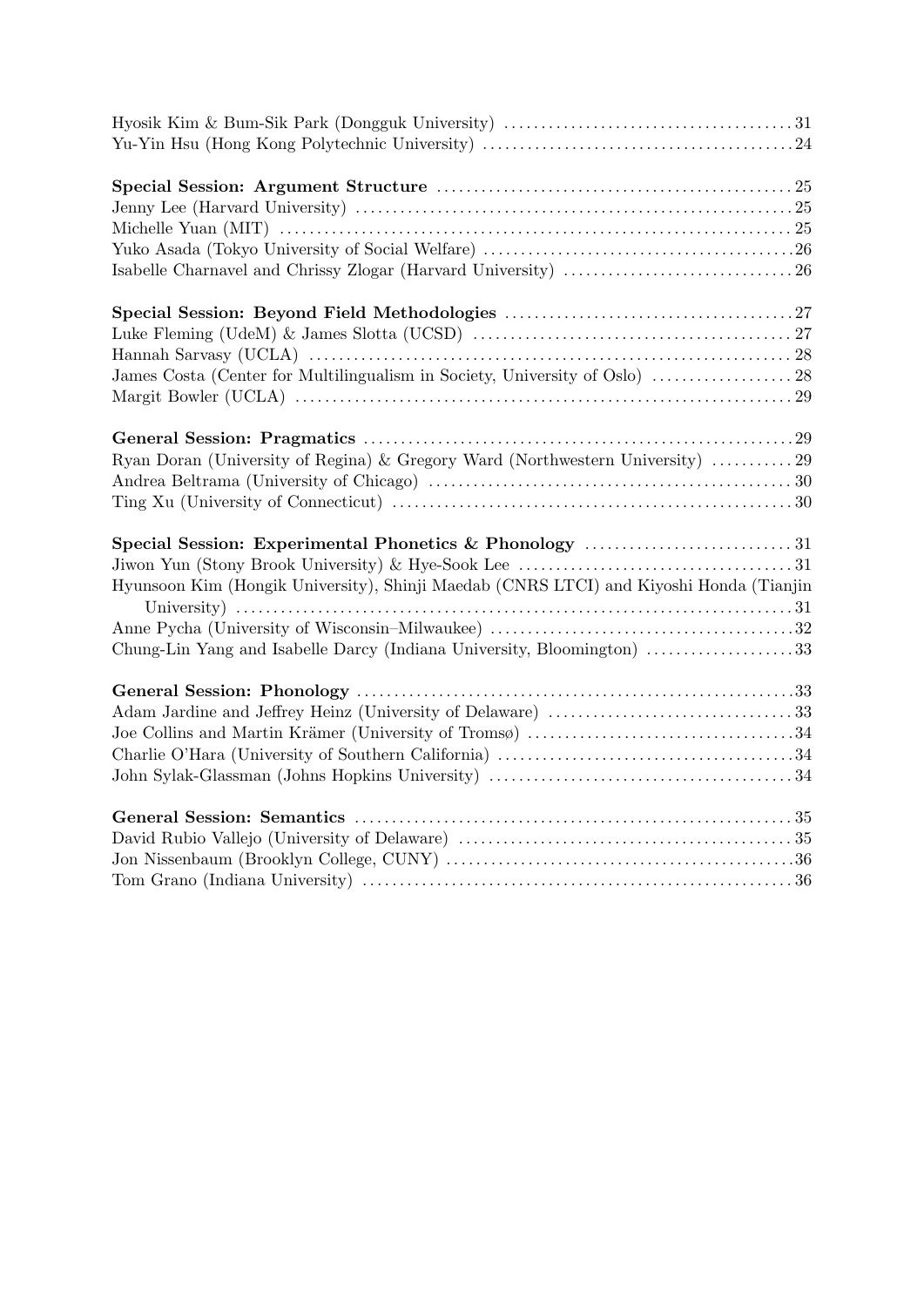Hyosik Kim & Bum-Sik Park (Dongguk University) ........ 31
Yu-Yin Hsu (Hong Kong Polytechnic University) ........ 24

**Special Session: Argument Structure** ........ 25
Jenny Lee (Harvard University) ........ 25
Michelle Yuan (MIT) ........ 25
Yuko Asada (Tokyo University of Social Welfare) ........ 26
Isabelle Charnavel and Chrissy Zlogar (Harvard University) ........ 26

**Special Session: Beyond Field Methodologies** ........ 27
Luke Fleming (UdeM) & James Slotta (UCSD) ........ 27
Hannah Sarvasy (UCLA) ........ 28
James Costa (Center for Multilingualism in Society, University of Oslo) ........ 28
Margit Bowler (UCLA) ........ 29

**General Session: Pragmatics** ........ 29
Ryan Doran (University of Regina) & Gregory Ward (Northwestern University) ........ 29
Andrea Beltrama (University of Chicago) ........ 30
Ting Xu (University of Connecticut) ........ 30

**Special Session: Experimental Phonetics & Phonology** ........ 31
Jiwon Yun (Stony Brook University) & Hye-Sook Lee ........ 31
Hyunsoon Kim (Hongik University), Shinji Maedab (CNRS LTCI) and Kiyoshi Honda (Tianjin University) ........ 31
Anne Pycha (University of Wisconsin–Milwaukee) ........ 32
Chung-Lin Yang and Isabelle Darcy (Indiana University, Bloomington) ........ 33

**General Session: Phonology** ........ 33
Adam Jardine and Jeffrey Heinz (University of Delaware) ........ 33
Joe Collins and Martin Krämer (University of Tromsø) ........ 34
Charlie O'Hara (University of Southern California) ........ 34
John Sylak-Glassman (Johns Hopkins University) ........ 34

**General Session: Semantics** ........ 35
David Rubio Vallejo (University of Delaware) ........ 35
Jon Nissenbaum (Brooklyn College, CUNY) ........ 36
Tom Grano (Indiana University) ........ 36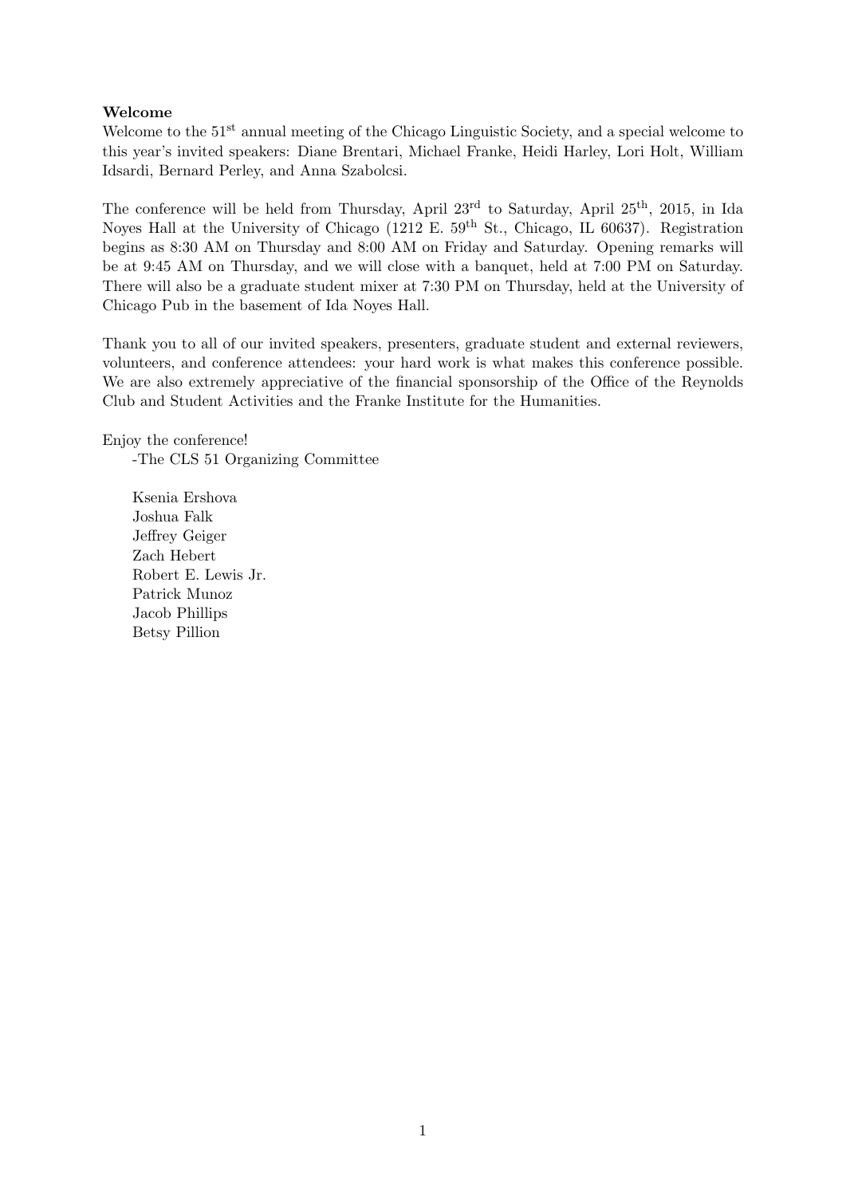**Welcome**

Welcome to the 51st annual meeting of the Chicago Linguistic Society, and a special welcome to this year's invited speakers: Diane Brentari, Michael Franke, Heidi Harley, Lori Holt, William Idsardi, Bernard Perley, and Anna Szabolcsi.

The conference will be held from Thursday, April 23rd to Saturday, April 25th, 2015, in Ida Noyes Hall at the University of Chicago (1212 E. 59th St., Chicago, IL 60637). Registration begins as 8:30 AM on Thursday and 8:00 AM on Friday and Saturday. Opening remarks will be at 9:45 AM on Thursday, and we will close with a banquet, held at 7:00 PM on Saturday. There will also be a graduate student mixer at 7:30 PM on Thursday, held at the University of Chicago Pub in the basement of Ida Noyes Hall.

Thank you to all of our invited speakers, presenters, graduate student and external reviewers, volunteers, and conference attendees: your hard work is what makes this conference possible. We are also extremely appreciative of the financial sponsorship of the Office of the Reynolds Club and Student Activities and the Franke Institute for the Humanities.

Enjoy the conference!

-The CLS 51 Organizing Committee

Ksenia Ershova
Joshua Falk
Jeffrey Geiger
Zach Hebert
Robert E. Lewis Jr.
Patrick Munoz
Jacob Phillips
Betsy Pillion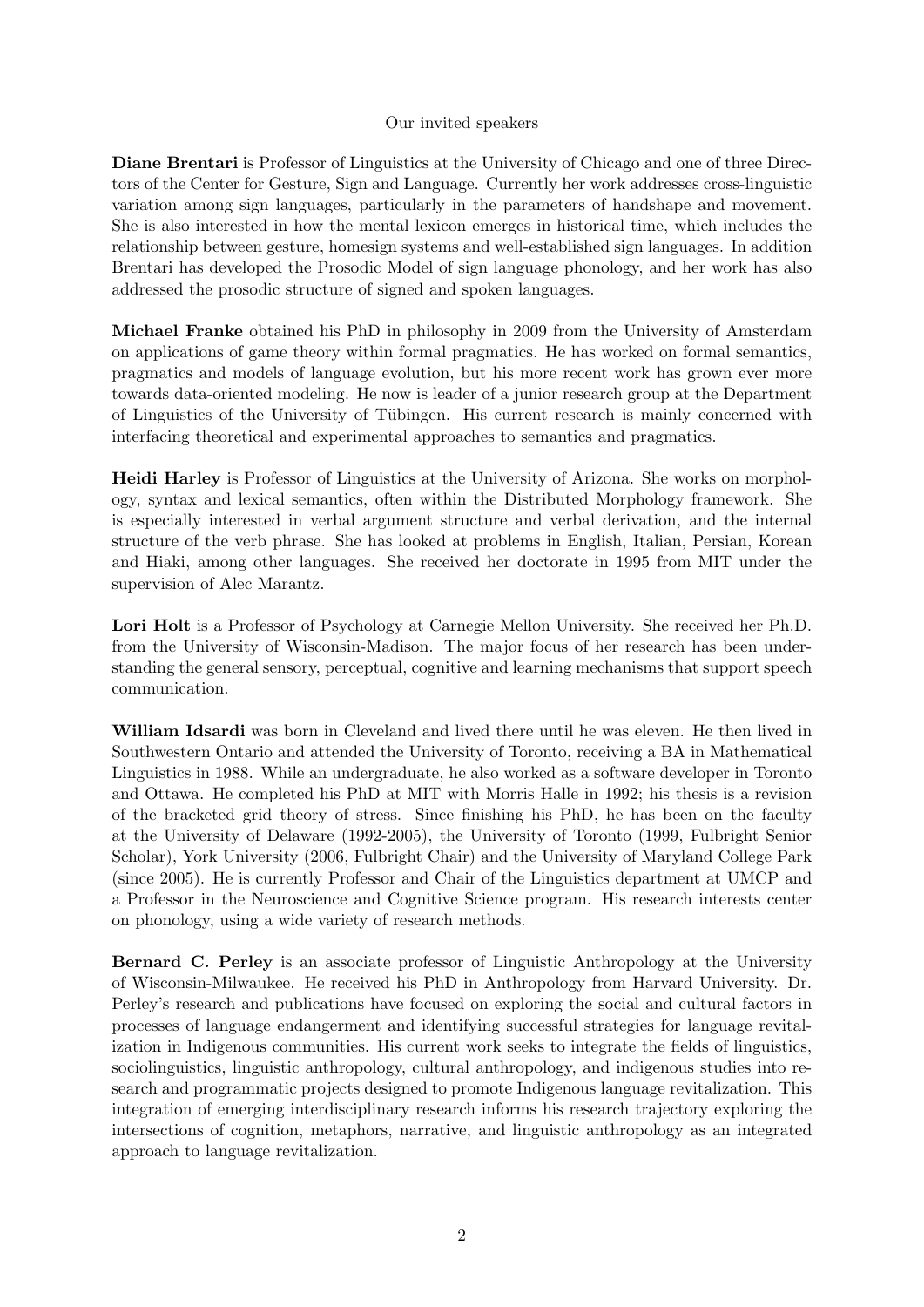## Our invited speakers

**Diane Brentari** is Professor of Linguistics at the University of Chicago and one of three Directors of the Center for Gesture, Sign and Language. Currently her work addresses cross-linguistic variation among sign languages, particularly in the parameters of handshape and movement. She is also interested in how the mental lexicon emerges in historical time, which includes the relationship between gesture, homesign systems and well-established sign languages. In addition Brentari has developed the Prosodic Model of sign language phonology, and her work has also addressed the prosodic structure of signed and spoken languages.

**Michael Franke** obtained his PhD in philosophy in 2009 from the University of Amsterdam on applications of game theory within formal pragmatics. He has worked on formal semantics, pragmatics and models of language evolution, but his more recent work has grown ever more towards data-oriented modeling. He now is leader of a junior research group at the Department of Linguistics of the University of Tübingen. His current research is mainly concerned with interfacing theoretical and experimental approaches to semantics and pragmatics.

**Heidi Harley** is Professor of Linguistics at the University of Arizona. She works on morphology, syntax and lexical semantics, often within the Distributed Morphology framework. She is especially interested in verbal argument structure and verbal derivation, and the internal structure of the verb phrase. She has looked at problems in English, Italian, Persian, Korean and Hiaki, among other languages. She received her doctorate in 1995 from MIT under the supervision of Alec Marantz.

**Lori Holt** is a Professor of Psychology at Carnegie Mellon University. She received her Ph.D. from the University of Wisconsin-Madison. The major focus of her research has been understanding the general sensory, perceptual, cognitive and learning mechanisms that support speech communication.

**William Idsardi** was born in Cleveland and lived there until he was eleven. He then lived in Southwestern Ontario and attended the University of Toronto, receiving a BA in Mathematical Linguistics in 1988. While an undergraduate, he also worked as a software developer in Toronto and Ottawa. He completed his PhD at MIT with Morris Halle in 1992; his thesis is a revision of the bracketed grid theory of stress. Since finishing his PhD, he has been on the faculty at the University of Delaware (1992-2005), the University of Toronto (1999, Fulbright Senior Scholar), York University (2006, Fulbright Chair) and the University of Maryland College Park (since 2005). He is currently Professor and Chair of the Linguistics department at UMCP and a Professor in the Neuroscience and Cognitive Science program. His research interests center on phonology, using a wide variety of research methods.

**Bernard C. Perley** is an associate professor of Linguistic Anthropology at the University of Wisconsin-Milwaukee. He received his PhD in Anthropology from Harvard University. Dr. Perley's research and publications have focused on exploring the social and cultural factors in processes of language endangerment and identifying successful strategies for language revitalization in Indigenous communities. His current work seeks to integrate the fields of linguistics, sociolinguistics, linguistic anthropology, cultural anthropology, and indigenous studies into research and programmatic projects designed to promote Indigenous language revitalization. This integration of emerging interdisciplinary research informs his research trajectory exploring the intersections of cognition, metaphors, narrative, and linguistic anthropology as an integrated approach to language revitalization.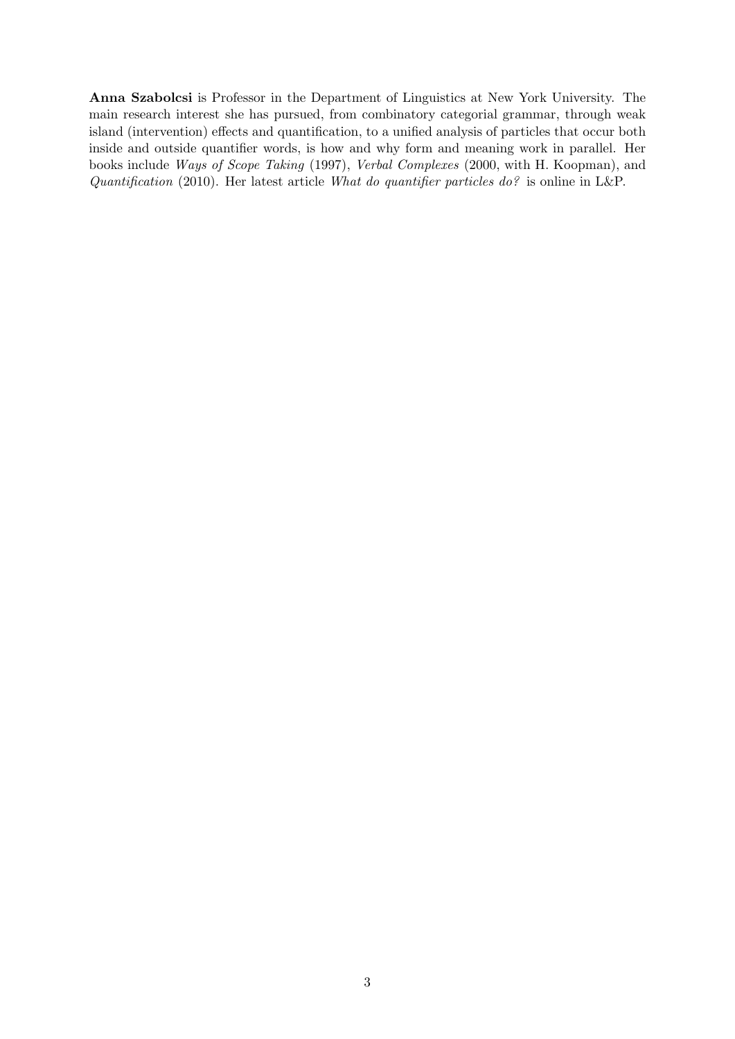**Anna Szabolcsi** is Professor in the Department of Linguistics at New York University. The main research interest she has pursued, from combinatory categorial grammar, through weak island (intervention) effects and quantification, to a unified analysis of particles that occur both inside and outside quantifier words, is how and why form and meaning work in parallel. Her books include *Ways of Scope Taking* (1997), *Verbal Complexes* (2000, with H. Koopman), and *Quantification* (2010). Her latest article *What do quantifier particles do?* is online in L&P.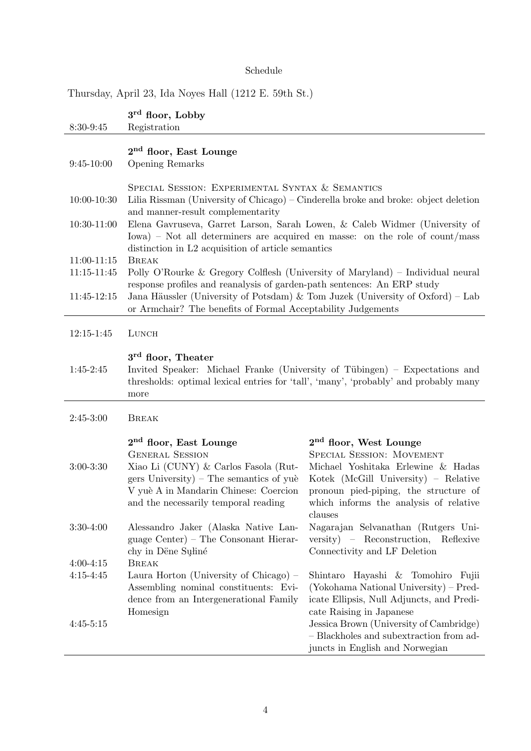Schedule

Thursday, April 23, Ida Noyes Hall (1212 E. 59th St.)

| | |
|---|---|
| | **3rd floor, Lobby** |
| 8:30-9:45 | Registration |

| | |
|---|---|
| | **2nd floor, East Lounge** |
| 9:45-10:00 | Opening Remarks |
| | Special Session: Experimental Syntax & Semantics |
| 10:00-10:30 | Lilia Rissman (University of Chicago) – Cinderella broke and broke: object deletion and manner-result complementarity |
| 10:30-11:00 | Elena Gavruseva, Garret Larson, Sarah Lowen, & Caleb Widmer (University of Iowa) – Not all determiners are acquired en masse: on the role of count/mass distinction in L2 acquisition of article semantics |
| 11:00-11:15 | Break |
| 11:15-11:45 | Polly O'Rourke & Gregory Colflesh (University of Maryland) – Individual neural response profiles and reanalysis of garden-path sentences: An ERP study |
| 11:45-12:15 | Jana Häussler (University of Potsdam) & Tom Juzek (University of Oxford) – Lab or Armchair? The benefits of Formal Acceptability Judgements |

| | |
|---|---|
| 12:15-1:45 | Lunch |
| | **3rd floor, Theater** |
| 1:45-2:45 | Invited Speaker: Michael Franke (University of Tübingen) – Expectations and thresholds: optimal lexical entries for 'tall', 'many', 'probably' and probably many more |

| | | |
|---|---|---|
| 2:45-3:00 | Break | |
| | **2nd floor, East Lounge** | **2nd floor, West Lounge** |
| | General Session | Special Session: Movement |
| 3:00-3:30 | Xiao Li (CUNY) & Carlos Fasola (Rutgers University) – The semantics of yuè V yuè A in Mandarin Chinese: Coercion and the necessarily temporal reading | Michael Yoshitaka Erlewine & Hadas Kotek (McGill University) – Relative pronoun pied-piping, the structure of which informs the analysis of relative clauses |
| 3:30-4:00 | Alessandro Jaker (Alaska Native Language Center) – The Consonant Hierarchy in Dëne Sųłiné | Nagarajan Selvanathan (Rutgers University) – Reconstruction, Reflexive Connectivity and LF Deletion |
| 4:00-4:15 | Break | |
| 4:15-4:45 | Laura Horton (University of Chicago) – Assembling nominal constituents: Evidence from an Intergenerational Family Homesign | Shintaro Hayashi & Tomohiro Fujii (Yokohama National University) – Predicate Ellipsis, Null Adjuncts, and Predicate Raising in Japanese |
| 4:45-5:15 | | Jessica Brown (University of Cambridge) – Blackholes and subextraction from adjuncts in English and Norwegian |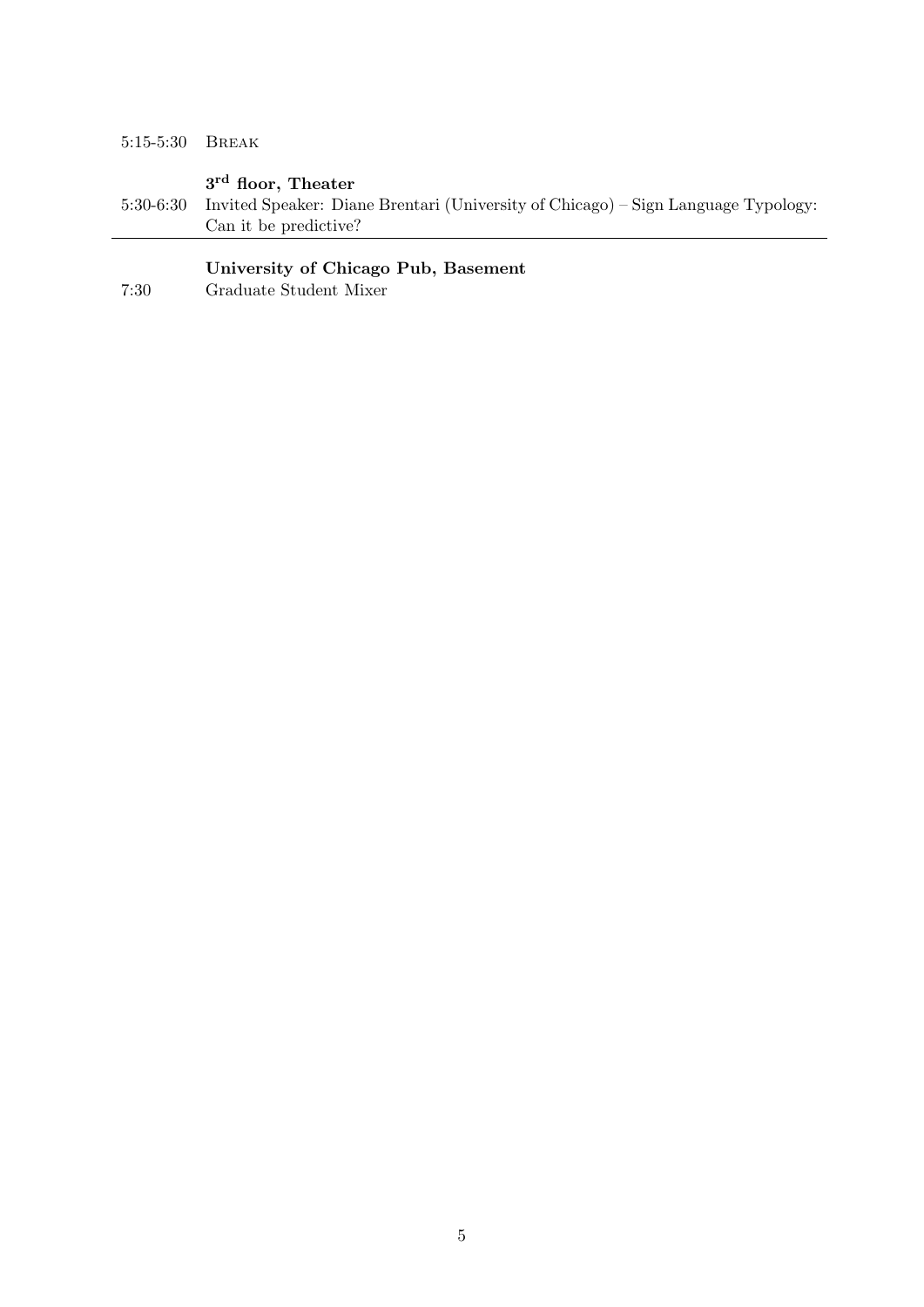5:15-5:30 BREAK

**3rd floor, Theater**

5:30-6:30 Invited Speaker: Diane Brentari (University of Chicago) – Sign Language Typology: Can it be predictive?

---

**University of Chicago Pub, Basement**

7:30 Graduate Student Mixer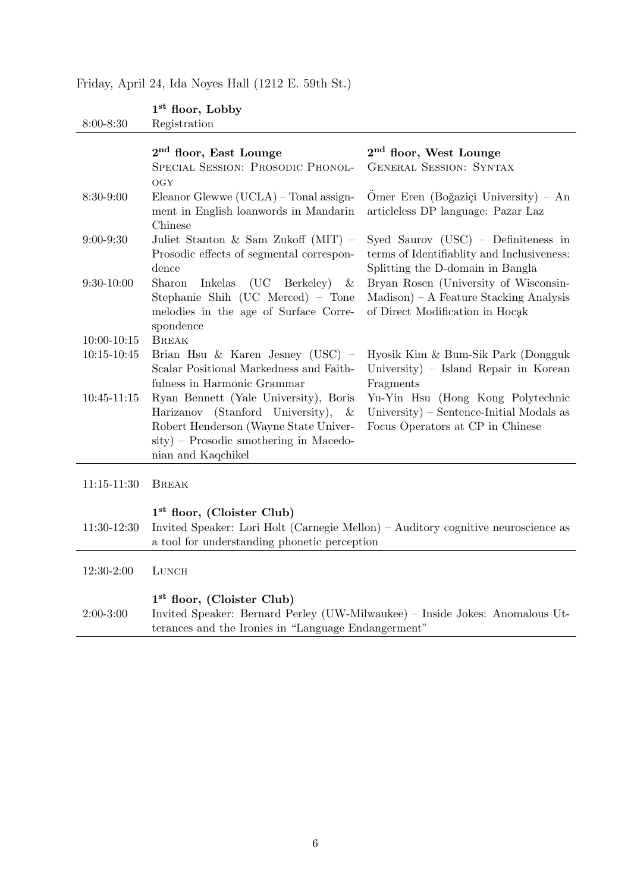Friday, April 24, Ida Noyes Hall (1212 E. 59th St.)

| | **1st floor, Lobby** | |
|---|---|---|
| 8:00-8:30 | Registration | |

| | **2nd floor, East Lounge**<br>SPECIAL SESSION: PROSODIC PHONOLOGY | **2nd floor, West Lounge**<br>GENERAL SESSION: SYNTAX |
|---|---|---|
| 8:30-9:00 | Eleanor Glewwe (UCLA) – Tonal assignment in English loanwords in Mandarin Chinese | Ömer Eren (Boğaziçi University) – An articleless DP language: Pazar Laz |
| 9:00-9:30 | Juliet Stanton & Sam Zukoff (MIT) – Prosodic effects of segmental correspondence | Syed Saurov (USC) – Definiteness in terms of Identifiablity and Inclusiveness: Splitting the D-domain in Bangla |
| 9:30-10:00 | Sharon Inkelas (UC Berkeley) & Stephanie Shih (UC Merced) – Tone melodies in the age of Surface Correspondence | Bryan Rosen (University of Wisconsin-Madison) – A Feature Stacking Analysis of Direct Modification in Hocąk |
| 10:00-10:15 | BREAK | |
| 10:15-10:45 | Brian Hsu & Karen Jesney (USC) – Scalar Positional Markedness and Faithfulness in Harmonic Grammar | Hyosik Kim & Bum-Sik Park (Dongguk University) – Island Repair in Korean Fragments |
| 10:45-11:15 | Ryan Bennett (Yale University), Boris Harizanov (Stanford University), & Robert Henderson (Wayne State University) – Prosodic smothering in Macedonian and Kaqchikel | Yu-Yin Hsu (Hong Kong Polytechnic University) – Sentence-Initial Modals as Focus Operators at CP in Chinese |

| | |
|---|---|
| 11:15-11:30 | BREAK |
| | **1st floor, (Cloister Club)** |
| 11:30-12:30 | Invited Speaker: Lori Holt (Carnegie Mellon) – Auditory cognitive neuroscience as a tool for understanding phonetic perception |
| 12:30-2:00 | LUNCH |
| | **1st floor, (Cloister Club)** |
| 2:00-3:00 | Invited Speaker: Bernard Perley (UW-Milwaukee) – Inside Jokes: Anomalous Utterances and the Ironies in "Language Endangerment" |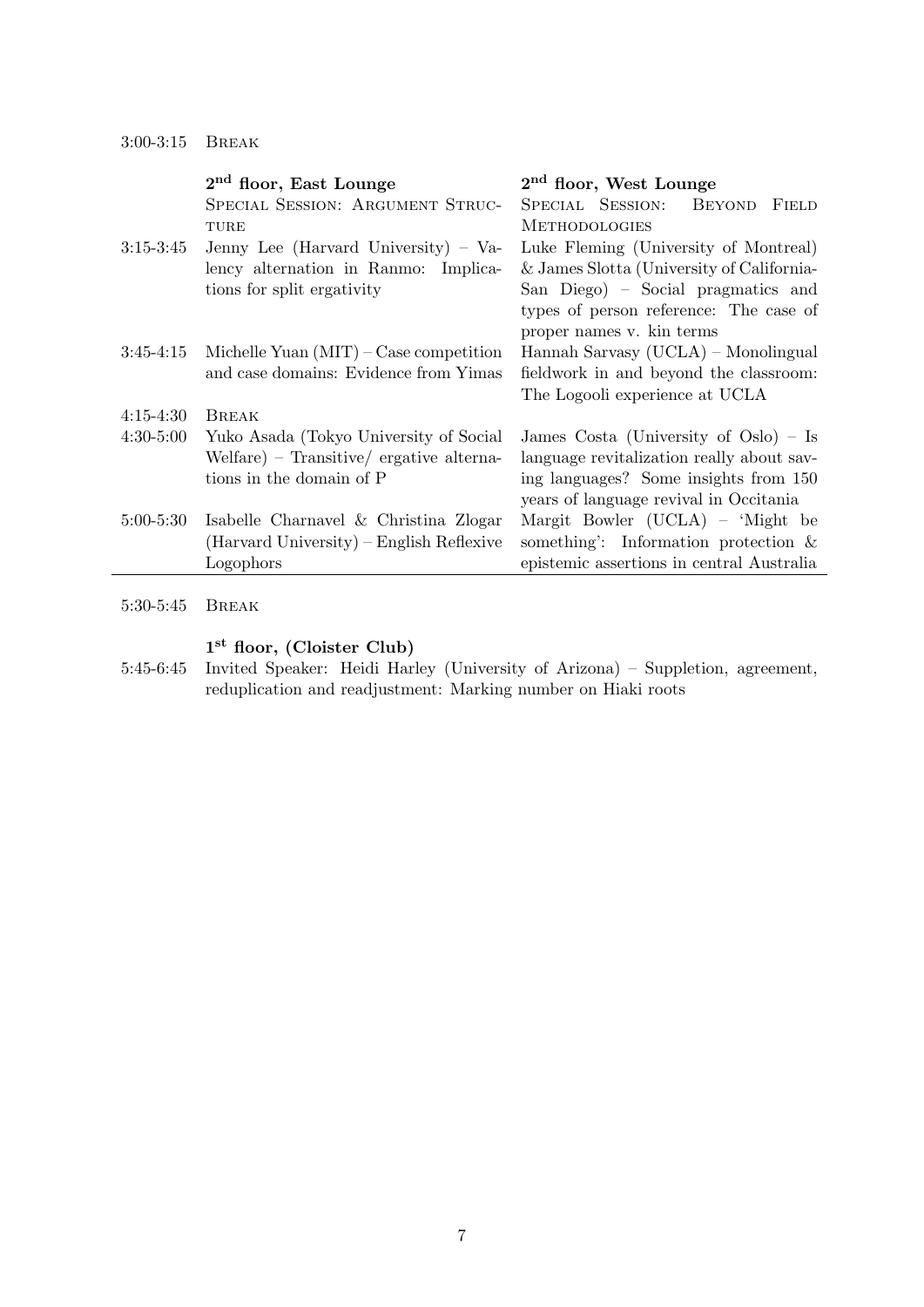3:00-3:15 Break

| | 2nd floor, East Lounge | 2nd floor, West Lounge |
|---|---|---|
| | Special Session: Argument Structure | Special Session: Beyond Field Methodologies |
| 3:15-3:45 | Jenny Lee (Harvard University) – Valency alternation in Ranmo: Implications for split ergativity | Luke Fleming (University of Montreal) & James Slotta (University of California-San Diego) – Social pragmatics and types of person reference: The case of proper names v. kin terms |
| 3:45-4:15 | Michelle Yuan (MIT) – Case competition and case domains: Evidence from Yimas | Hannah Sarvasy (UCLA) – Monolingual fieldwork in and beyond the classroom: The Logooli experience at UCLA |
| 4:15-4:30 | Break | |
| 4:30-5:00 | Yuko Asada (Tokyo University of Social Welfare) – Transitive/ ergative alternations in the domain of P | James Costa (University of Oslo) – Is language revitalization really about saving languages? Some insights from 150 years of language revival in Occitania |
| 5:00-5:30 | Isabelle Charnavel & Christina Zlogar (Harvard University) – English Reflexive Logophors | Margit Bowler (UCLA) – 'Might be something': Information protection & epistemic assertions in central Australia |

5:30-5:45 Break

**1st floor, (Cloister Club)**

5:45-6:45 Invited Speaker: Heidi Harley (University of Arizona) – Suppletion, agreement, reduplication and readjustment: Marking number on Hiaki roots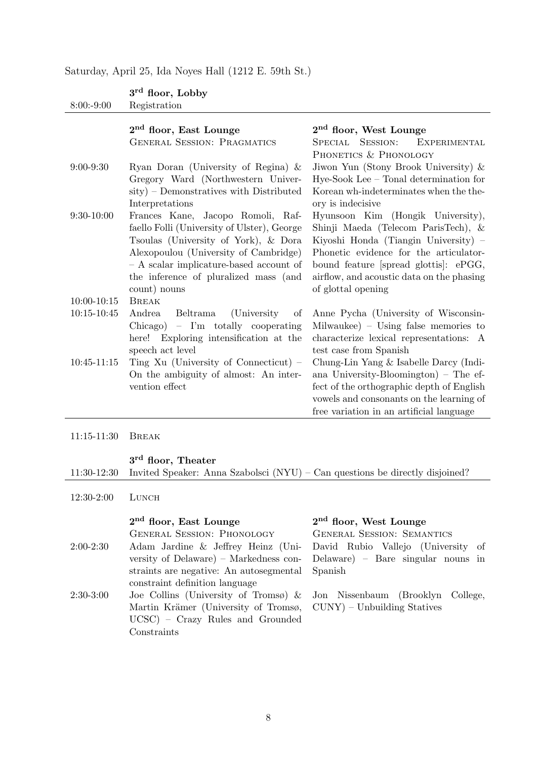Saturday, April 25, Ida Noyes Hall (1212 E. 59th St.)

| | **3rd floor, Lobby** | |
|---|---|---|
| 8:00:-9:00 | Registration | |

| | **2nd floor, East Lounge**<br>GENERAL SESSION: PRAGMATICS | **2nd floor, West Lounge**<br>SPECIAL SESSION: EXPERIMENTAL PHONETICS & PHONOLOGY |
|---|---|---|
| 9:00-9:30 | Ryan Doran (University of Regina) & Gregory Ward (Northwestern University) – Demonstratives with Distributed Interpretations | Jiwon Yun (Stony Brook University) & Hye-Sook Lee – Tonal determination for Korean wh-indeterminates when the theory is indecisive |
| 9:30-10:00 | Frances Kane, Jacopo Romoli, Raffaello Folli (University of Ulster), George Tsoulas (University of York), & Dora Alexopoulou (University of Cambridge) – A scalar implicature-based account of the inference of pluralized mass (and count) nouns | Hyunsoon Kim (Hongik University), Shinji Maeda (Telecom ParisTech), & Kiyoshi Honda (Tiangin University) – Phonetic evidence for the articulator-bound feature [spread glottis]: ePGG, airflow, and acoustic data on the phasing of glottal opening |
| 10:00-10:15 | BREAK | |
| 10:15-10:45 | Andrea Beltrama (University of Chicago) – I'm totally cooperating here! Exploring intensification at the speech act level | Anne Pycha (University of Wisconsin-Milwaukee) – Using false memories to characterize lexical representations: A test case from Spanish |
| 10:45-11:15 | Ting Xu (University of Connecticut) – On the ambiguity of almost: An intervention effect | Chung-Lin Yang & Isabelle Darcy (Indiana University-Bloomington) – The effect of the orthographic depth of English vowels and consonants on the learning of free variation in an artificial language |

| | | |
|---|---|---|
| 11:15-11:30 | BREAK | |
| | **3rd floor, Theater** | |
| 11:30-12:30 | Invited Speaker: Anna Szabolsci (NYU) – Can questions be directly disjoined? | |

| | | |
|---|---|---|
| 12:30-2:00 | LUNCH | |

| | **2nd floor, East Lounge**<br>GENERAL SESSION: PHONOLOGY | **2nd floor, West Lounge**<br>GENERAL SESSION: SEMANTICS |
|---|---|---|
| 2:00-2:30 | Adam Jardine & Jeffrey Heinz (University of Delaware) – Markedness constraints are negative: An autosegmental constraint definition language | David Rubio Vallejo (University of Delaware) – Bare singular nouns in Spanish |
| 2:30-3:00 | Joe Collins (University of Tromsø) & Martin Krämer (University of Tromsø, UCSC) – Crazy Rules and Grounded Constraints | Jon Nissenbaum (Brooklyn College, CUNY) – Unbuilding Statives |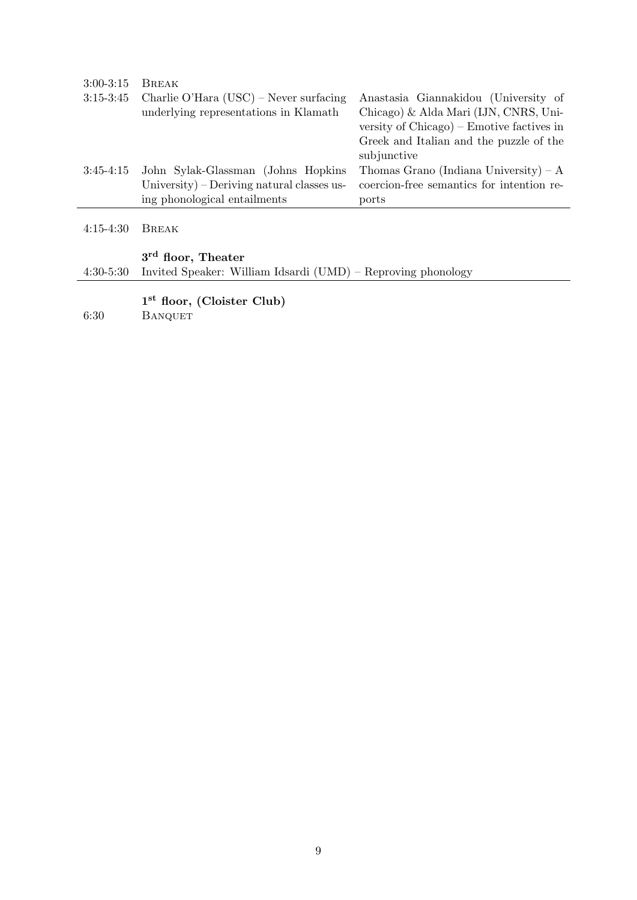| | | |
|---|---|---|
| 3:00-3:15 | Break | |
| 3:15-3:45 | Charlie O'Hara (USC) – Never surfacing underlying representations in Klamath | Anastasia Giannakidou (University of Chicago) & Alda Mari (IJN, CNRS, University of Chicago) – Emotive factives in Greek and Italian and the puzzle of the subjunctive |
| 3:45-4:15 | John Sylak-Glassman (Johns Hopkins University) – Deriving natural classes using phonological entailments | Thomas Grano (Indiana University) – A coercion-free semantics for intention reports |

4:15-4:30 Break

**3rd floor, Theater**

4:30-5:30 Invited Speaker: William Idsardi (UMD) – Reproving phonology

**1st floor, (Cloister Club)**

6:30 Banquet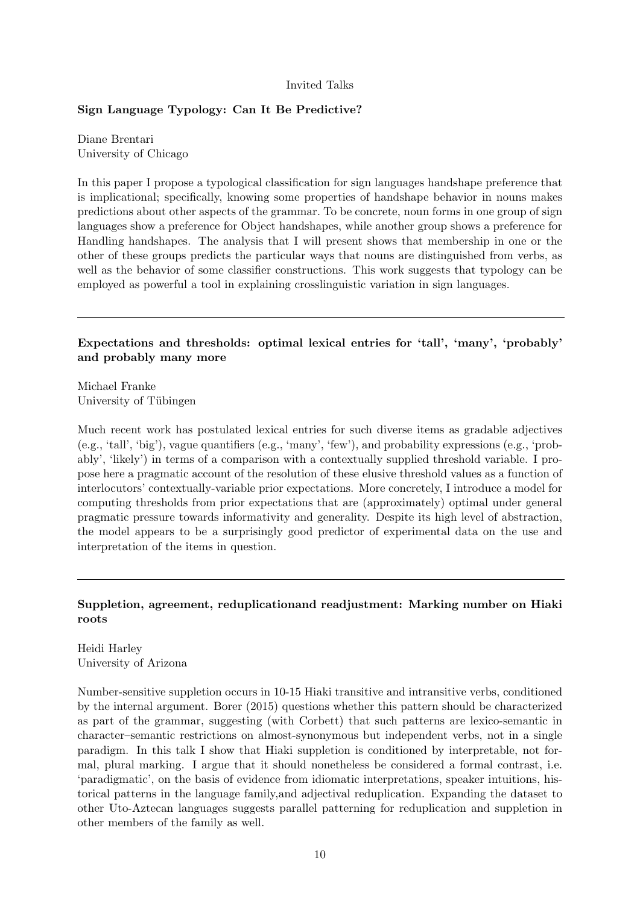Invited Talks

### Sign Language Typology: Can It Be Predictive?

Diane Brentari
University of Chicago

In this paper I propose a typological classification for sign languages handshape preference that is implicational; specifically, knowing some properties of handshape behavior in nouns makes predictions about other aspects of the grammar. To be concrete, noun forms in one group of sign languages show a preference for Object handshapes, while another group shows a preference for Handling handshapes. The analysis that I will present shows that membership in one or the other of these groups predicts the particular ways that nouns are distinguished from verbs, as well as the behavior of some classifier constructions. This work suggests that typology can be employed as powerful a tool in explaining crosslinguistic variation in sign languages.

---

### Expectations and thresholds: optimal lexical entries for 'tall', 'many', 'probably' and probably many more

Michael Franke
University of Tübingen

Much recent work has postulated lexical entries for such diverse items as gradable adjectives (e.g., 'tall', 'big'), vague quantifiers (e.g., 'many', 'few'), and probability expressions (e.g., 'probably', 'likely') in terms of a comparison with a contextually supplied threshold variable. I propose here a pragmatic account of the resolution of these elusive threshold values as a function of interlocutors' contextually-variable prior expectations. More concretely, I introduce a model for computing thresholds from prior expectations that are (approximately) optimal under general pragmatic pressure towards informativity and generality. Despite its high level of abstraction, the model appears to be a surprisingly good predictor of experimental data on the use and interpretation of the items in question.

---

### Suppletion, agreement, reduplicationand readjustment: Marking number on Hiaki roots

Heidi Harley
University of Arizona

Number-sensitive suppletion occurs in 10-15 Hiaki transitive and intransitive verbs, conditioned by the internal argument. Borer (2015) questions whether this pattern should be characterized as part of the grammar, suggesting (with Corbett) that such patterns are lexico-semantic in character–semantic restrictions on almost-synonymous but independent verbs, not in a single paradigm. In this talk I show that Hiaki suppletion is conditioned by interpretable, not formal, plural marking. I argue that it should nonetheless be considered a formal contrast, i.e. 'paradigmatic', on the basis of evidence from idiomatic interpretations, speaker intuitions, historical patterns in the language family,and adjectival reduplication. Expanding the dataset to other Uto-Aztecan languages suggests parallel patterning for reduplication and suppletion in other members of the family as well.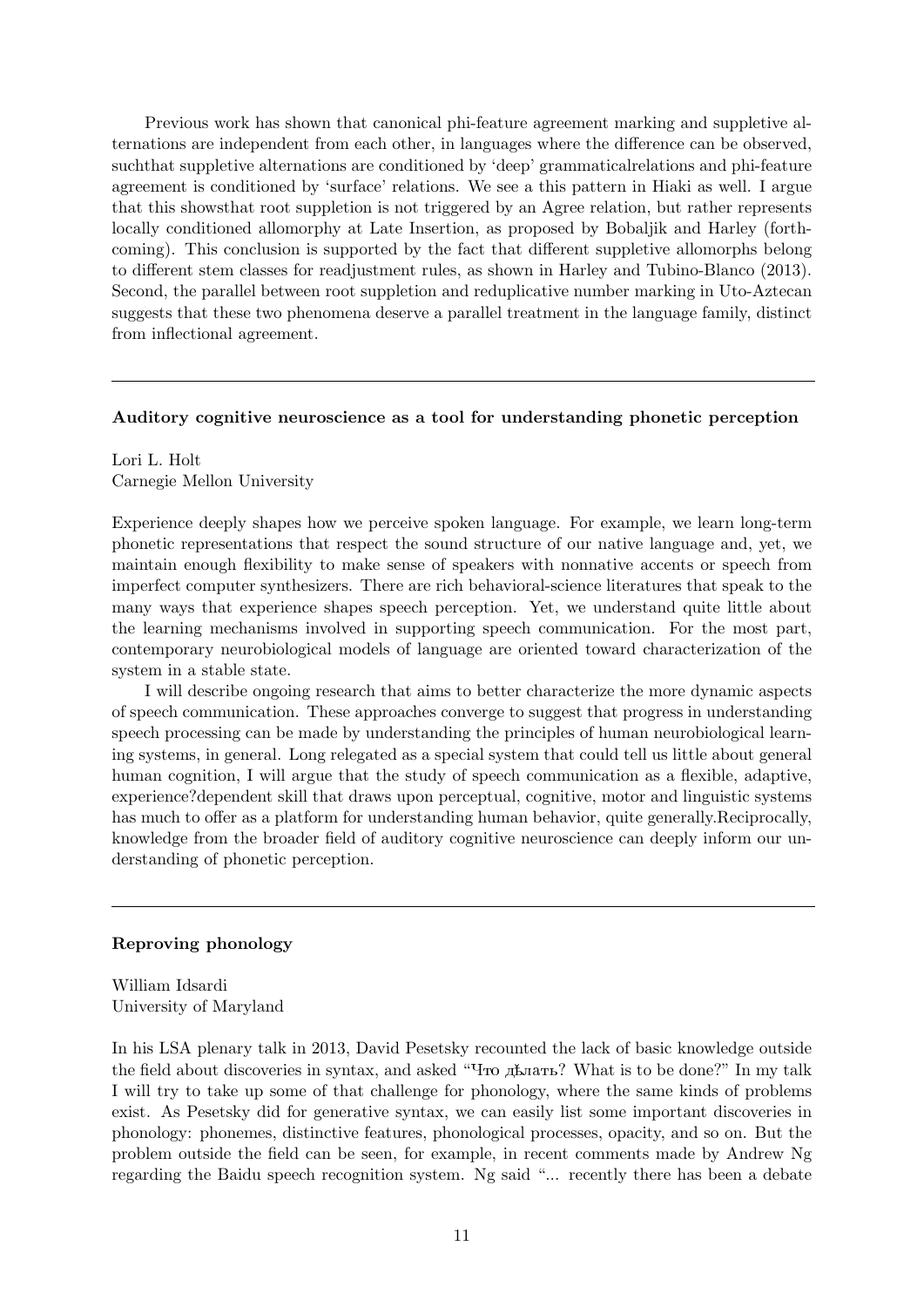Previous work has shown that canonical phi-feature agreement marking and suppletive alternations are independent from each other, in languages where the difference can be observed, suchthat suppletive alternations are conditioned by 'deep' grammaticalrelations and phi-feature agreement is conditioned by 'surface' relations. We see a this pattern in Hiaki as well. I argue that this showsthat root suppletion is not triggered by an Agree relation, but rather represents locally conditioned allomorphy at Late Insertion, as proposed by Bobaljik and Harley (forthcoming). This conclusion is supported by the fact that different suppletive allomorphs belong to different stem classes for readjustment rules, as shown in Harley and Tubino-Blanco (2013). Second, the parallel between root suppletion and reduplicative number marking in Uto-Aztecan suggests that these two phenomena deserve a parallel treatment in the language family, distinct from inflectional agreement.

---

**Auditory cognitive neuroscience as a tool for understanding phonetic perception**

Lori L. Holt
Carnegie Mellon University

Experience deeply shapes how we perceive spoken language. For example, we learn long-term phonetic representations that respect the sound structure of our native language and, yet, we maintain enough flexibility to make sense of speakers with nonnative accents or speech from imperfect computer synthesizers. There are rich behavioral-science literatures that speak to the many ways that experience shapes speech perception. Yet, we understand quite little about the learning mechanisms involved in supporting speech communication. For the most part, contemporary neurobiological models of language are oriented toward characterization of the system in a stable state.

I will describe ongoing research that aims to better characterize the more dynamic aspects of speech communication. These approaches converge to suggest that progress in understanding speech processing can be made by understanding the principles of human neurobiological learning systems, in general. Long relegated as a special system that could tell us little about general human cognition, I will argue that the study of speech communication as a flexible, adaptive, experience?dependent skill that draws upon perceptual, cognitive, motor and linguistic systems has much to offer as a platform for understanding human behavior, quite generally.Reciprocally, knowledge from the broader field of auditory cognitive neuroscience can deeply inform our understanding of phonetic perception.

---

**Reproving phonology**

William Idsardi
University of Maryland

In his LSA plenary talk in 2013, David Pesetsky recounted the lack of basic knowledge outside the field about discoveries in syntax, and asked "Что дѣлать? What is to be done?" In my talk I will try to take up some of that challenge for phonology, where the same kinds of problems exist. As Pesetsky did for generative syntax, we can easily list some important discoveries in phonology: phonemes, distinctive features, phonological processes, opacity, and so on. But the problem outside the field can be seen, for example, in recent comments made by Andrew Ng regarding the Baidu speech recognition system. Ng said "... recently there has been a debate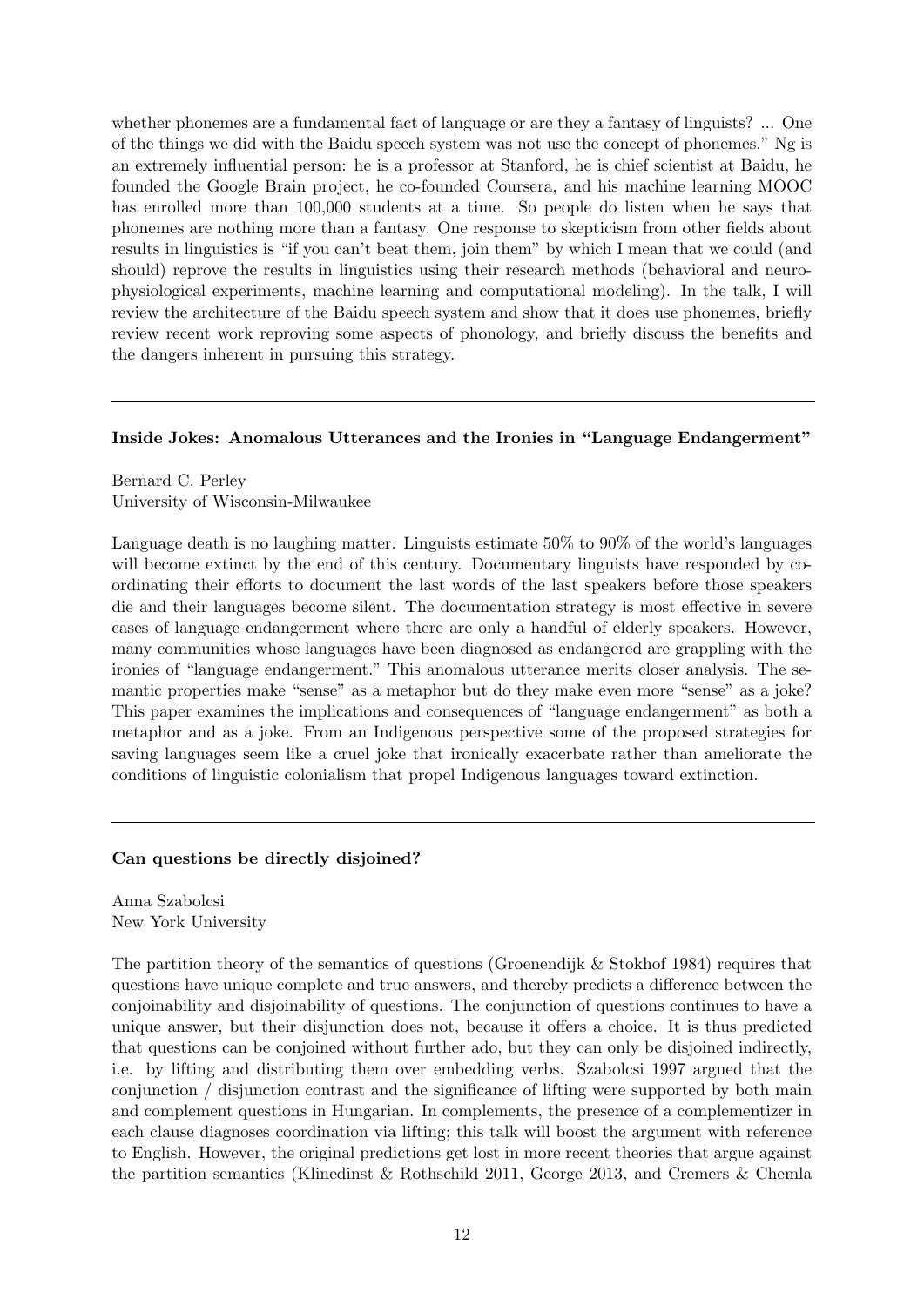whether phonemes are a fundamental fact of language or are they a fantasy of linguists? ... One of the things we did with the Baidu speech system was not use the concept of phonemes." Ng is an extremely influential person: he is a professor at Stanford, he is chief scientist at Baidu, he founded the Google Brain project, he co-founded Coursera, and his machine learning MOOC has enrolled more than 100,000 students at a time. So people do listen when he says that phonemes are nothing more than a fantasy. One response to skepticism from other fields about results in linguistics is "if you can't beat them, join them" by which I mean that we could (and should) reprove the results in linguistics using their research methods (behavioral and neurophysiological experiments, machine learning and computational modeling). In the talk, I will review the architecture of the Baidu speech system and show that it does use phonemes, briefly review recent work reproving some aspects of phonology, and briefly discuss the benefits and the dangers inherent in pursuing this strategy.

---

**Inside Jokes: Anomalous Utterances and the Ironies in "Language Endangerment"**

Bernard C. Perley
University of Wisconsin-Milwaukee

Language death is no laughing matter. Linguists estimate 50% to 90% of the world's languages will become extinct by the end of this century. Documentary linguists have responded by coordinating their efforts to document the last words of the last speakers before those speakers die and their languages become silent. The documentation strategy is most effective in severe cases of language endangerment where there are only a handful of elderly speakers. However, many communities whose languages have been diagnosed as endangered are grappling with the ironies of "language endangerment." This anomalous utterance merits closer analysis. The semantic properties make "sense" as a metaphor but do they make even more "sense" as a joke? This paper examines the implications and consequences of "language endangerment" as both a metaphor and as a joke. From an Indigenous perspective some of the proposed strategies for saving languages seem like a cruel joke that ironically exacerbate rather than ameliorate the conditions of linguistic colonialism that propel Indigenous languages toward extinction.

---

**Can questions be directly disjoined?**

Anna Szabolcsi
New York University

The partition theory of the semantics of questions (Groenendijk & Stokhof 1984) requires that questions have unique complete and true answers, and thereby predicts a difference between the conjoinability and disjoinability of questions. The conjunction of questions continues to have a unique answer, but their disjunction does not, because it offers a choice. It is thus predicted that questions can be conjoined without further ado, but they can only be disjoined indirectly, i.e. by lifting and distributing them over embedding verbs. Szabolcsi 1997 argued that the conjunction / disjunction contrast and the significance of lifting were supported by both main and complement questions in Hungarian. In complements, the presence of a complementizer in each clause diagnoses coordination via lifting; this talk will boost the argument with reference to English. However, the original predictions get lost in more recent theories that argue against the partition semantics (Klinedinst & Rothschild 2011, George 2013, and Cremers & Chemla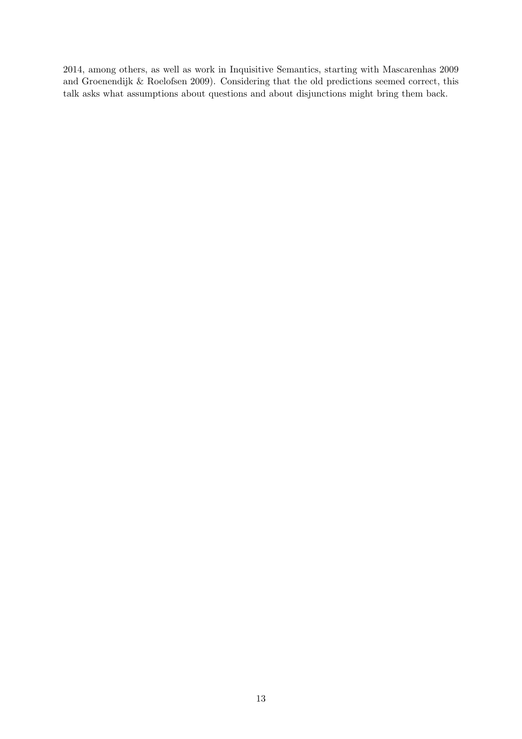2014, among others, as well as work in Inquisitive Semantics, starting with Mascarenhas 2009 and Groenendijk & Roelofsen 2009). Considering that the old predictions seemed correct, this talk asks what assumptions about questions and about disjunctions might bring them back.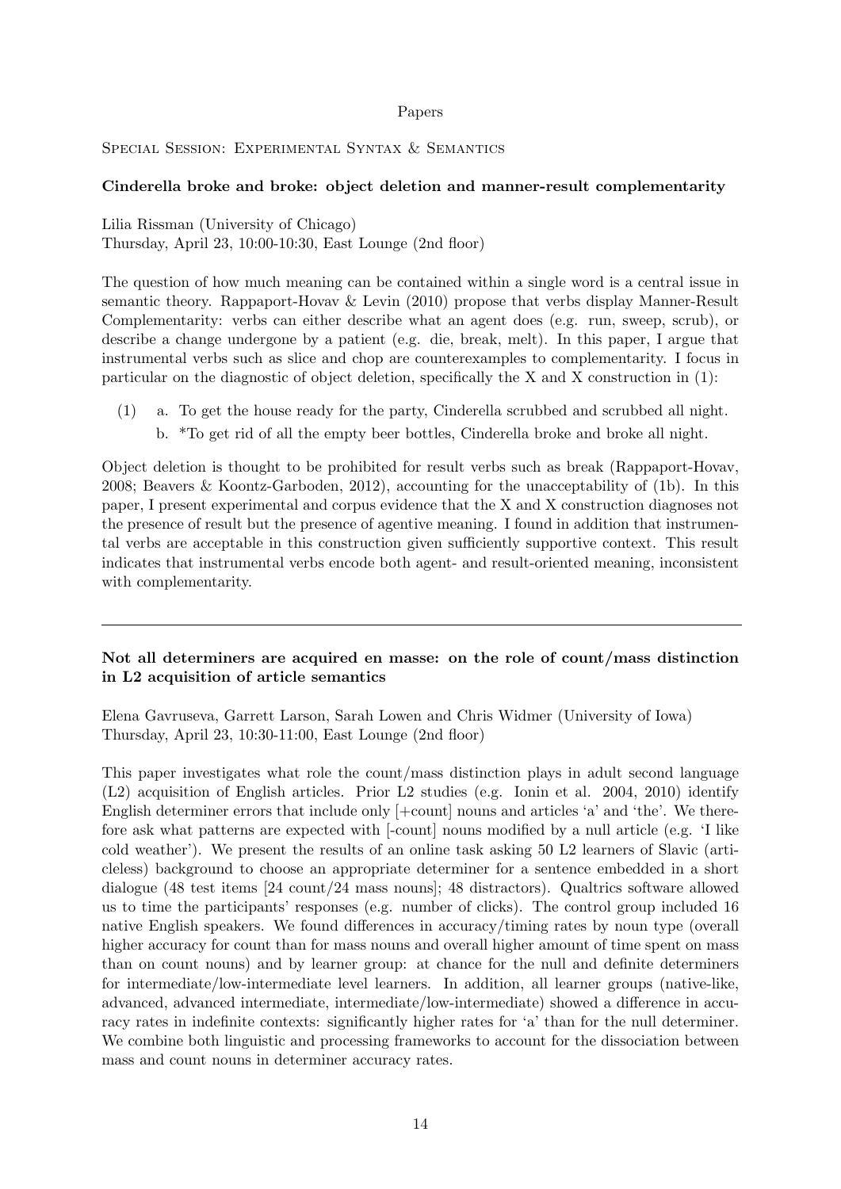Papers

## Special Session: Experimental Syntax & Semantics

### Cinderella broke and broke: object deletion and manner-result complementarity

Lilia Rissman (University of Chicago)
Thursday, April 23, 10:00-10:30, East Lounge (2nd floor)

The question of how much meaning can be contained within a single word is a central issue in semantic theory. Rappaport-Hovav & Levin (2010) propose that verbs display Manner-Result Complementarity: verbs can either describe what an agent does (e.g. run, sweep, scrub), or describe a change undergone by a patient (e.g. die, break, melt). In this paper, I argue that instrumental verbs such as slice and chop are counterexamples to complementarity. I focus in particular on the diagnostic of object deletion, specifically the X and X construction in (1):

(1) a. To get the house ready for the party, Cinderella scrubbed and scrubbed all night.
    b. *To get rid of all the empty beer bottles, Cinderella broke and broke all night.

Object deletion is thought to be prohibited for result verbs such as break (Rappaport-Hovav, 2008; Beavers & Koontz-Garboden, 2012), accounting for the unacceptability of (1b). In this paper, I present experimental and corpus evidence that the X and X construction diagnoses not the presence of result but the presence of agentive meaning. I found in addition that instrumental verbs are acceptable in this construction given sufficiently supportive context. This result indicates that instrumental verbs encode both agent- and result-oriented meaning, inconsistent with complementarity.

---

### Not all determiners are acquired en masse: on the role of count/mass distinction in L2 acquisition of article semantics

Elena Gavruseva, Garrett Larson, Sarah Lowen and Chris Widmer (University of Iowa)
Thursday, April 23, 10:30-11:00, East Lounge (2nd floor)

This paper investigates what role the count/mass distinction plays in adult second language (L2) acquisition of English articles. Prior L2 studies (e.g. Ionin et al. 2004, 2010) identify English determiner errors that include only [+count] nouns and articles 'a' and 'the'. We therefore ask what patterns are expected with [-count] nouns modified by a null article (e.g. 'I like cold weather'). We present the results of an online task asking 50 L2 learners of Slavic (articleless) background to choose an appropriate determiner for a sentence embedded in a short dialogue (48 test items [24 count/24 mass nouns]; 48 distractors). Qualtrics software allowed us to time the participants' responses (e.g. number of clicks). The control group included 16 native English speakers. We found differences in accuracy/timing rates by noun type (overall higher accuracy for count than for mass nouns and overall higher amount of time spent on mass than on count nouns) and by learner group: at chance for the null and definite determiners for intermediate/low-intermediate level learners. In addition, all learner groups (native-like, advanced, advanced intermediate, intermediate/low-intermediate) showed a difference in accuracy rates in indefinite contexts: significantly higher rates for 'a' than for the null determiner. We combine both linguistic and processing frameworks to account for the dissociation between mass and count nouns in determiner accuracy rates.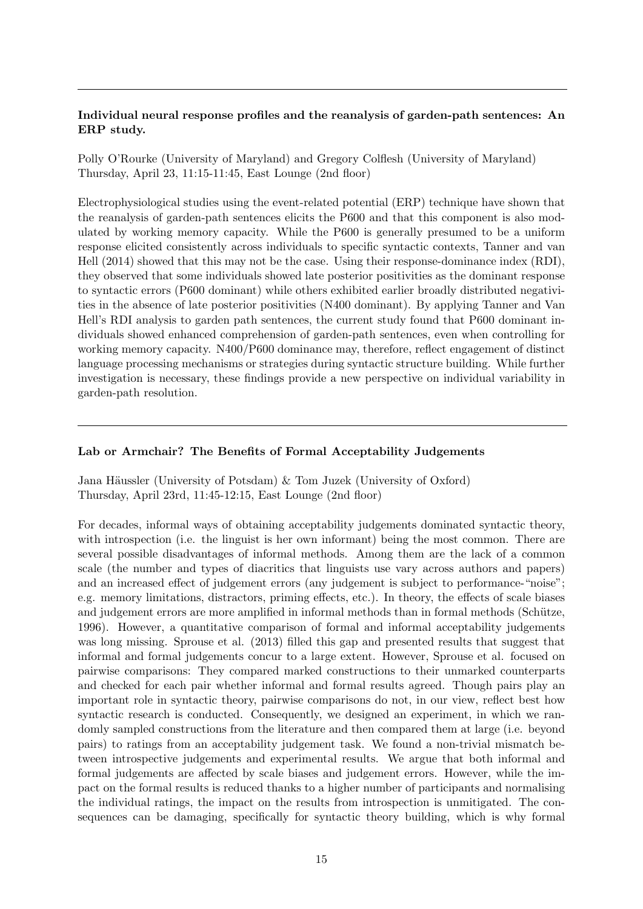---

**Individual neural response profiles and the reanalysis of garden-path sentences: An ERP study.**

Polly O'Rourke (University of Maryland) and Gregory Colflesh (University of Maryland)
Thursday, April 23, 11:15-11:45, East Lounge (2nd floor)

Electrophysiological studies using the event-related potential (ERP) technique have shown that the reanalysis of garden-path sentences elicits the P600 and that this component is also modulated by working memory capacity. While the P600 is generally presumed to be a uniform response elicited consistently across individuals to specific syntactic contexts, Tanner and van Hell (2014) showed that this may not be the case. Using their response-dominance index (RDI), they observed that some individuals showed late posterior positivities as the dominant response to syntactic errors (P600 dominant) while others exhibited earlier broadly distributed negativities in the absence of late posterior positivities (N400 dominant). By applying Tanner and Van Hell's RDI analysis to garden path sentences, the current study found that P600 dominant individuals showed enhanced comprehension of garden-path sentences, even when controlling for working memory capacity. N400/P600 dominance may, therefore, reflect engagement of distinct language processing mechanisms or strategies during syntactic structure building. While further investigation is necessary, these findings provide a new perspective on individual variability in garden-path resolution.

---

**Lab or Armchair? The Benefits of Formal Acceptability Judgements**

Jana Häussler (University of Potsdam) & Tom Juzek (University of Oxford)
Thursday, April 23rd, 11:45-12:15, East Lounge (2nd floor)

For decades, informal ways of obtaining acceptability judgements dominated syntactic theory, with introspection (i.e. the linguist is her own informant) being the most common. There are several possible disadvantages of informal methods. Among them are the lack of a common scale (the number and types of diacritics that linguists use vary across authors and papers) and an increased effect of judgement errors (any judgement is subject to performance-"noise"; e.g. memory limitations, distractors, priming effects, etc.). In theory, the effects of scale biases and judgement errors are more amplified in informal methods than in formal methods (Schütze, 1996). However, a quantitative comparison of formal and informal acceptability judgements was long missing. Sprouse et al. (2013) filled this gap and presented results that suggest that informal and formal judgements concur to a large extent. However, Sprouse et al. focused on pairwise comparisons: They compared marked constructions to their unmarked counterparts and checked for each pair whether informal and formal results agreed. Though pairs play an important role in syntactic theory, pairwise comparisons do not, in our view, reflect best how syntactic research is conducted. Consequently, we designed an experiment, in which we randomly sampled constructions from the literature and then compared them at large (i.e. beyond pairs) to ratings from an acceptability judgement task. We found a non-trivial mismatch between introspective judgements and experimental results. We argue that both informal and formal judgements are affected by scale biases and judgement errors. However, while the impact on the formal results is reduced thanks to a higher number of participants and normalising the individual ratings, the impact on the results from introspection is unmitigated. The consequences can be damaging, specifically for syntactic theory building, which is why formal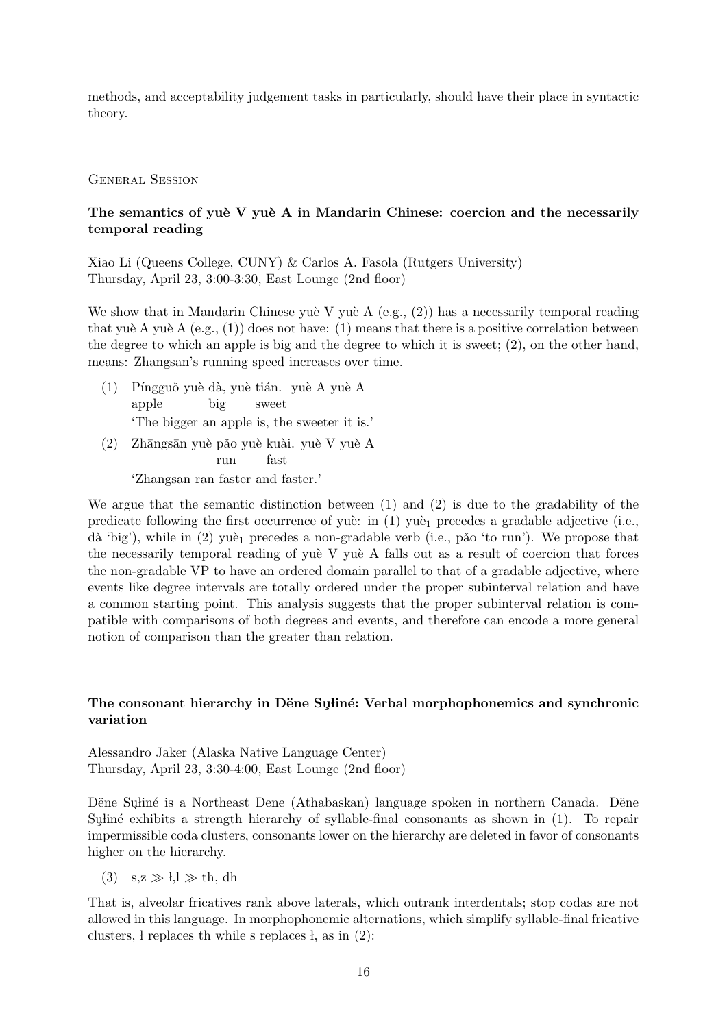methods, and acceptability judgement tasks in particularly, should have their place in syntactic theory.

---

General Session

**The semantics of yuè V yuè A in Mandarin Chinese: coercion and the necessarily temporal reading**

Xiao Li (Queens College, CUNY) & Carlos A. Fasola (Rutgers University)
Thursday, April 23, 3:00-3:30, East Lounge (2nd floor)

We show that in Mandarin Chinese yuè V yuè A (e.g., (2)) has a necessarily temporal reading that yuè A yuè A (e.g., (1)) does not have: (1) means that there is a positive correlation between the degree to which an apple is big and the degree to which it is sweet; (2), on the other hand, means: Zhangsan's running speed increases over time.

(1) Píngguǒ yuè dà, yuè tián. yuè A yuè A
  apple big sweet
  'The bigger an apple is, the sweeter it is.'

(2) Zhāngsān yuè pǎo yuè kuài. yuè V yuè A
  run fast
  'Zhangsan ran faster and faster.'

We argue that the semantic distinction between (1) and (2) is due to the gradability of the predicate following the first occurrence of yuè: in (1) $\text{yuè}_1$ precedes a gradable adjective (i.e., dà 'big'), while in (2) $\text{yuè}_1$ precedes a non-gradable verb (i.e., pǎo 'to run'). We propose that the necessarily temporal reading of yuè V yuè A falls out as a result of coercion that forces the non-gradable VP to have an ordered domain parallel to that of a gradable adjective, where events like degree intervals are totally ordered under the proper subinterval relation and have a common starting point. This analysis suggests that the proper subinterval relation is compatible with comparisons of both degrees and events, and therefore can encode a more general notion of comparison than the greater than relation.

---

**The consonant hierarchy in Dëne Sųłiné: Verbal morphophonemics and synchronic variation**

Alessandro Jaker (Alaska Native Language Center)
Thursday, April 23, 3:30-4:00, East Lounge (2nd floor)

Dëne Sųłiné is a Northeast Dene (Athabaskan) language spoken in northern Canada. Dëne Sųłiné exhibits a strength hierarchy of syllable-final consonants as shown in (1). To repair impermissible coda clusters, consonants lower on the hierarchy are deleted in favor of consonants higher on the hierarchy.

(3) s,z $\gg$ ł,l $\gg$ th, dh

That is, alveolar fricatives rank above laterals, which outrank interdentals; stop codas are not allowed in this language. In morphophonemic alternations, which simplify syllable-final fricative clusters, ł replaces th while s replaces ł, as in (2):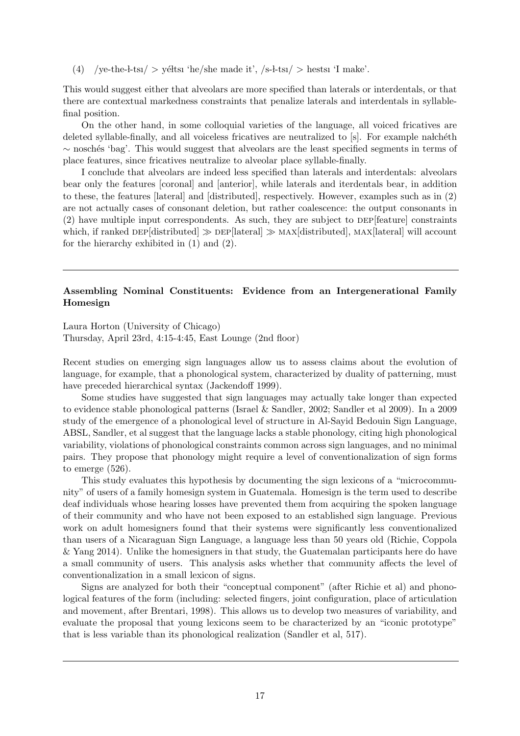(4) /ye-the-ł-tsı/ > yéłtsı 'he/she made it', /s-ł-tsı/ > hestsı 'I make'.

This would suggest either that alveolars are more specified than laterals or interdentals, or that there are contextual markedness constraints that penalize laterals and interdentals in syllable-final position.

On the other hand, in some colloquial varieties of the language, all voiced fricatives are deleted syllable-finally, and all voiceless fricatives are neutralized to [s]. For example nałchéth ∼ noschés 'bag'. This would suggest that alveolars are the least specified segments in terms of place features, since fricatives neutralize to alveolar place syllable-finally.

I conclude that alveolars are indeed less specified than laterals and interdentals: alveolars bear only the features [coronal] and [anterior], while laterals and iterdentals bear, in addition to these, the features [lateral] and [distributed], respectively. However, examples such as in (2) are not actually cases of consonant deletion, but rather coalescence: the output consonants in (2) have multiple input correspondents. As such, they are subject to DEP[feature] constraints which, if ranked DEP[distributed] ≫ DEP[lateral] ≫ MAX[distributed], MAX[lateral] will account for the hierarchy exhibited in (1) and (2).

---

**Assembling Nominal Constituents: Evidence from an Intergenerational Family Homesign**

Laura Horton (University of Chicago)
Thursday, April 23rd, 4:15-4:45, East Lounge (2nd floor)

Recent studies on emerging sign languages allow us to assess claims about the evolution of language, for example, that a phonological system, characterized by duality of patterning, must have preceded hierarchical syntax (Jackendoff 1999).

Some studies have suggested that sign languages may actually take longer than expected to evidence stable phonological patterns (Israel & Sandler, 2002; Sandler et al 2009). In a 2009 study of the emergence of a phonological level of structure in Al-Sayid Bedouin Sign Language, ABSL, Sandler, et al suggest that the language lacks a stable phonology, citing high phonological variability, violations of phonological constraints common across sign languages, and no minimal pairs. They propose that phonology might require a level of conventionalization of sign forms to emerge (526).

This study evaluates this hypothesis by documenting the sign lexicons of a "microcommunity" of users of a family homesign system in Guatemala. Homesign is the term used to describe deaf individuals whose hearing losses have prevented them from acquiring the spoken language of their community and who have not been exposed to an established sign language. Previous work on adult homesigners found that their systems were significantly less conventionalized than users of a Nicaraguan Sign Language, a language less than 50 years old (Richie, Coppola & Yang 2014). Unlike the homesigners in that study, the Guatemalan participants here do have a small community of users. This analysis asks whether that community affects the level of conventionalization in a small lexicon of signs.

Signs are analyzed for both their "conceptual component" (after Richie et al) and phonological features of the form (including: selected fingers, joint configuration, place of articulation and movement, after Brentari, 1998). This allows us to develop two measures of variability, and evaluate the proposal that young lexicons seem to be characterized by an "iconic prototype" that is less variable than its phonological realization (Sandler et al, 517).

---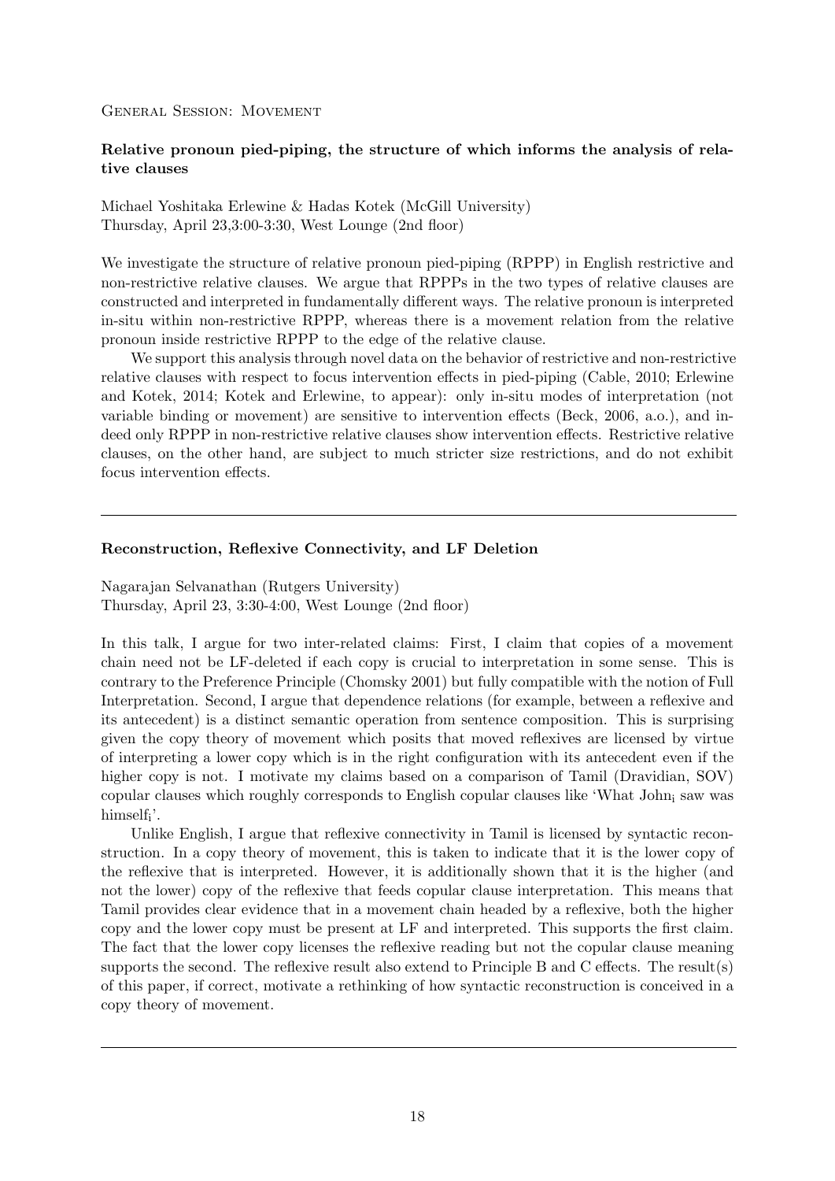General Session: Movement

**Relative pronoun pied-piping, the structure of which informs the analysis of relative clauses**

Michael Yoshitaka Erlewine & Hadas Kotek (McGill University)
Thursday, April 23,3:00-3:30, West Lounge (2nd floor)

We investigate the structure of relative pronoun pied-piping (RPPP) in English restrictive and non-restrictive relative clauses. We argue that RPPPs in the two types of relative clauses are constructed and interpreted in fundamentally different ways. The relative pronoun is interpreted in-situ within non-restrictive RPPP, whereas there is a movement relation from the relative pronoun inside restrictive RPPP to the edge of the relative clause.

We support this analysis through novel data on the behavior of restrictive and non-restrictive relative clauses with respect to focus intervention effects in pied-piping (Cable, 2010; Erlewine and Kotek, 2014; Kotek and Erlewine, to appear): only in-situ modes of interpretation (not variable binding or movement) are sensitive to intervention effects (Beck, 2006, a.o.), and indeed only RPPP in non-restrictive relative clauses show intervention effects. Restrictive relative clauses, on the other hand, are subject to much stricter size restrictions, and do not exhibit focus intervention effects.

---

**Reconstruction, Reflexive Connectivity, and LF Deletion**

Nagarajan Selvanathan (Rutgers University)
Thursday, April 23, 3:30-4:00, West Lounge (2nd floor)

In this talk, I argue for two inter-related claims: First, I claim that copies of a movement chain need not be LF-deleted if each copy is crucial to interpretation in some sense. This is contrary to the Preference Principle (Chomsky 2001) but fully compatible with the notion of Full Interpretation. Second, I argue that dependence relations (for example, between a reflexive and its antecedent) is a distinct semantic operation from sentence composition. This is surprising given the copy theory of movement which posits that moved reflexives are licensed by virtue of interpreting a lower copy which is in the right configuration with its antecedent even if the higher copy is not. I motivate my claims based on a comparison of Tamil (Dravidian, SOV) copular clauses which roughly corresponds to English copular clauses like 'What $\text{John}_i$ saw was $\text{himself}_i$'.

Unlike English, I argue that reflexive connectivity in Tamil is licensed by syntactic reconstruction. In a copy theory of movement, this is taken to indicate that it is the lower copy of the reflexive that is interpreted. However, it is additionally shown that it is the higher (and not the lower) copy of the reflexive that feeds copular clause interpretation. This means that Tamil provides clear evidence that in a movement chain headed by a reflexive, both the higher copy and the lower copy must be present at LF and interpreted. This supports the first claim. The fact that the lower copy licenses the reflexive reading but not the copular clause meaning supports the second. The reflexive result also extend to Principle B and C effects. The result(s) of this paper, if correct, motivate a rethinking of how syntactic reconstruction is conceived in a copy theory of movement.

---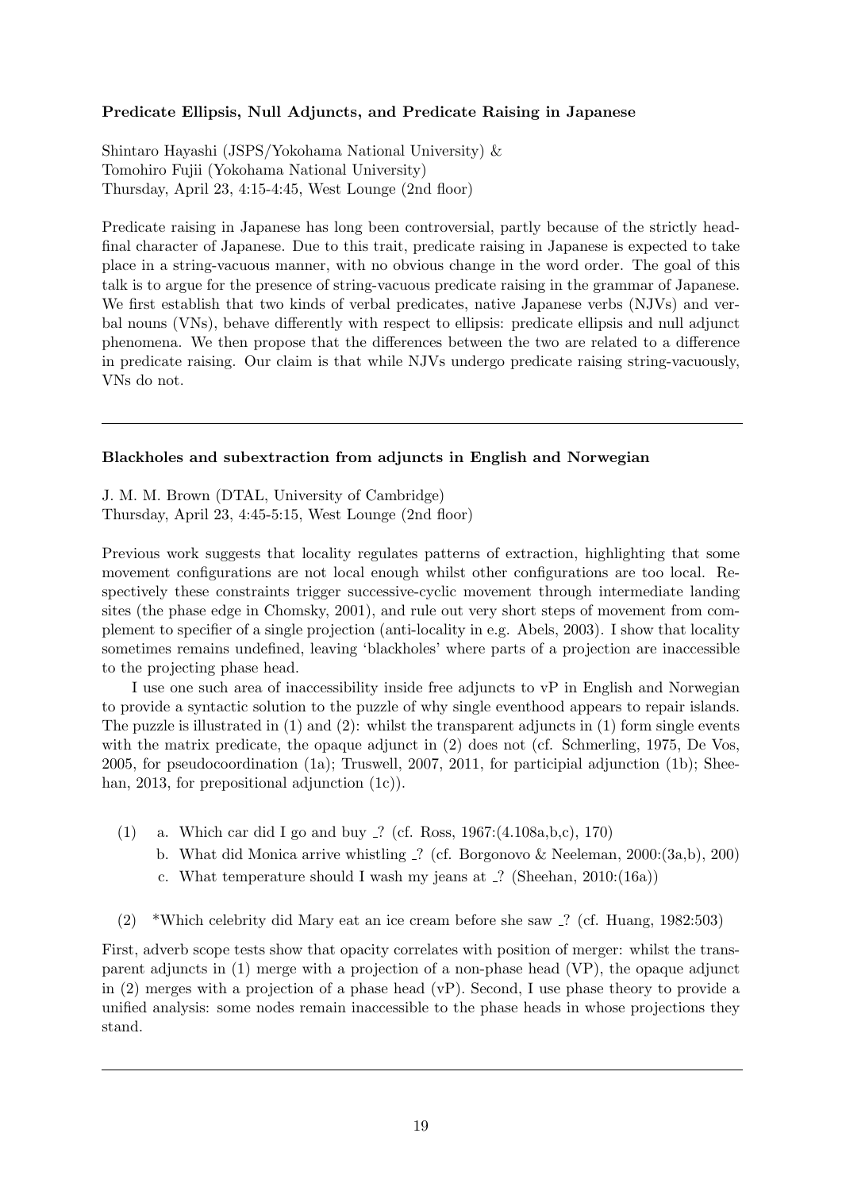### Predicate Ellipsis, Null Adjuncts, and Predicate Raising in Japanese

Shintaro Hayashi (JSPS/Yokohama National University) &
Tomohiro Fujii (Yokohama National University)
Thursday, April 23, 4:15-4:45, West Lounge (2nd floor)

Predicate raising in Japanese has long been controversial, partly because of the strictly head-final character of Japanese. Due to this trait, predicate raising in Japanese is expected to take place in a string-vacuous manner, with no obvious change in the word order. The goal of this talk is to argue for the presence of string-vacuous predicate raising in the grammar of Japanese. We first establish that two kinds of verbal predicates, native Japanese verbs (NJVs) and verbal nouns (VNs), behave differently with respect to ellipsis: predicate ellipsis and null adjunct phenomena. We then propose that the differences between the two are related to a difference in predicate raising. Our claim is that while NJVs undergo predicate raising string-vacuously, VNs do not.

---

### Blackholes and subextraction from adjuncts in English and Norwegian

J. M. M. Brown (DTAL, University of Cambridge)
Thursday, April 23, 4:45-5:15, West Lounge (2nd floor)

Previous work suggests that locality regulates patterns of extraction, highlighting that some movement configurations are not local enough whilst other configurations are too local. Respectively these constraints trigger successive-cyclic movement through intermediate landing sites (the phase edge in Chomsky, 2001), and rule out very short steps of movement from complement to specifier of a single projection (anti-locality in e.g. Abels, 2003). I show that locality sometimes remains undefined, leaving 'blackholes' where parts of a projection are inaccessible to the projecting phase head.

I use one such area of inaccessibility inside free adjuncts to vP in English and Norwegian to provide a syntactic solution to the puzzle of why single eventhood appears to repair islands. The puzzle is illustrated in (1) and (2): whilst the transparent adjuncts in (1) form single events with the matrix predicate, the opaque adjunct in (2) does not (cf. Schmerling, 1975, De Vos, 2005, for pseudocoordination (1a); Truswell, 2007, 2011, for participial adjunction (1b); Sheehan, 2013, for prepositional adjunction (1c)).

(1) a. Which car did I go and buy _? (cf. Ross, 1967:(4.108a,b,c), 170)
  b. What did Monica arrive whistling _? (cf. Borgonovo & Neeleman, 2000:(3a,b), 200)
  c. What temperature should I wash my jeans at _? (Sheehan, 2010:(16a))

(2) *Which celebrity did Mary eat an ice cream before she saw _? (cf. Huang, 1982:503)

First, adverb scope tests show that opacity correlates with position of merger: whilst the transparent adjuncts in (1) merge with a projection of a non-phase head (VP), the opaque adjunct in (2) merges with a projection of a phase head (vP). Second, I use phase theory to provide a unified analysis: some nodes remain inaccessible to the phase heads in whose projections they stand.

---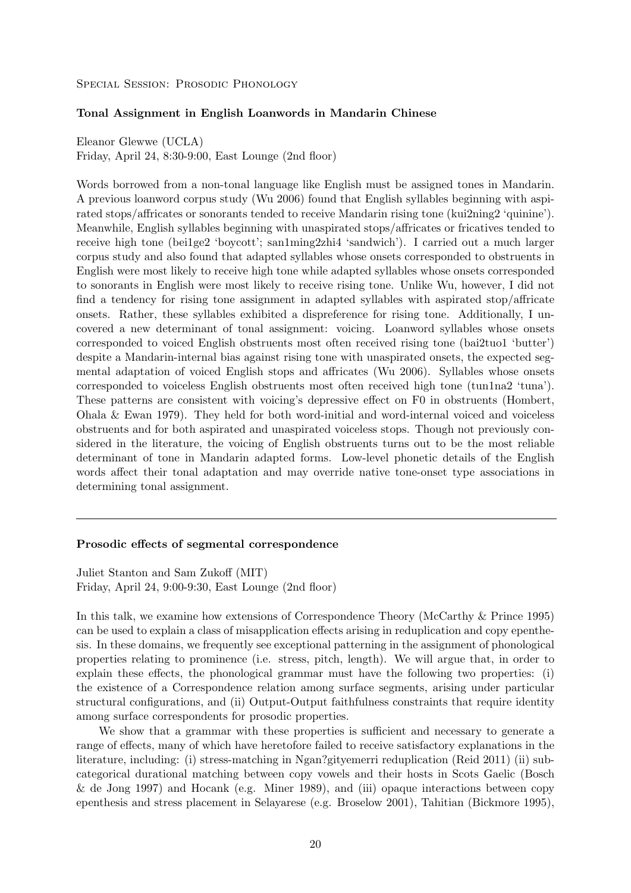Special Session: Prosodic Phonology

### Tonal Assignment in English Loanwords in Mandarin Chinese

Eleanor Glewwe (UCLA)
Friday, April 24, 8:30-9:00, East Lounge (2nd floor)

Words borrowed from a non-tonal language like English must be assigned tones in Mandarin. A previous loanword corpus study (Wu 2006) found that English syllables beginning with aspirated stops/affricates or sonorants tended to receive Mandarin rising tone (kui2ning2 'quinine'). Meanwhile, English syllables beginning with unaspirated stops/affricates or fricatives tended to receive high tone (bei1ge2 'boycott'; san1ming2zhi4 'sandwich'). I carried out a much larger corpus study and also found that adapted syllables whose onsets corresponded to obstruents in English were most likely to receive high tone while adapted syllables whose onsets corresponded to sonorants in English were most likely to receive rising tone. Unlike Wu, however, I did not find a tendency for rising tone assignment in adapted syllables with aspirated stop/affricate onsets. Rather, these syllables exhibited a dispreference for rising tone. Additionally, I uncovered a new determinant of tonal assignment: voicing. Loanword syllables whose onsets corresponded to voiced English obstruents most often received rising tone (bai2tuo1 'butter') despite a Mandarin-internal bias against rising tone with unaspirated onsets, the expected segmental adaptation of voiced English stops and affricates (Wu 2006). Syllables whose onsets corresponded to voiceless English obstruents most often received high tone (tun1na2 'tuna'). These patterns are consistent with voicing's depressive effect on F0 in obstruents (Hombert, Ohala & Ewan 1979). They held for both word-initial and word-internal voiced and voiceless obstruents and for both aspirated and unaspirated voiceless stops. Though not previously considered in the literature, the voicing of English obstruents turns out to be the most reliable determinant of tone in Mandarin adapted forms. Low-level phonetic details of the English words affect their tonal adaptation and may override native tone-onset type associations in determining tonal assignment.

---

### Prosodic effects of segmental correspondence

Juliet Stanton and Sam Zukoff (MIT)
Friday, April 24, 9:00-9:30, East Lounge (2nd floor)

In this talk, we examine how extensions of Correspondence Theory (McCarthy & Prince 1995) can be used to explain a class of misapplication effects arising in reduplication and copy epenthesis. In these domains, we frequently see exceptional patterning in the assignment of phonological properties relating to prominence (i.e. stress, pitch, length). We will argue that, in order to explain these effects, the phonological grammar must have the following two properties: (i) the existence of a Correspondence relation among surface segments, arising under particular structural configurations, and (ii) Output-Output faithfulness constraints that require identity among surface correspondents for prosodic properties.

We show that a grammar with these properties is sufficient and necessary to generate a range of effects, many of which have heretofore failed to receive satisfactory explanations in the literature, including: (i) stress-matching in Ngan?gityemerri reduplication (Reid 2011) (ii) subcategorical durational matching between copy vowels and their hosts in Scots Gaelic (Bosch & de Jong 1997) and Hocank (e.g. Miner 1989), and (iii) opaque interactions between copy epenthesis and stress placement in Selayarese (e.g. Broselow 2001), Tahitian (Bickmore 1995),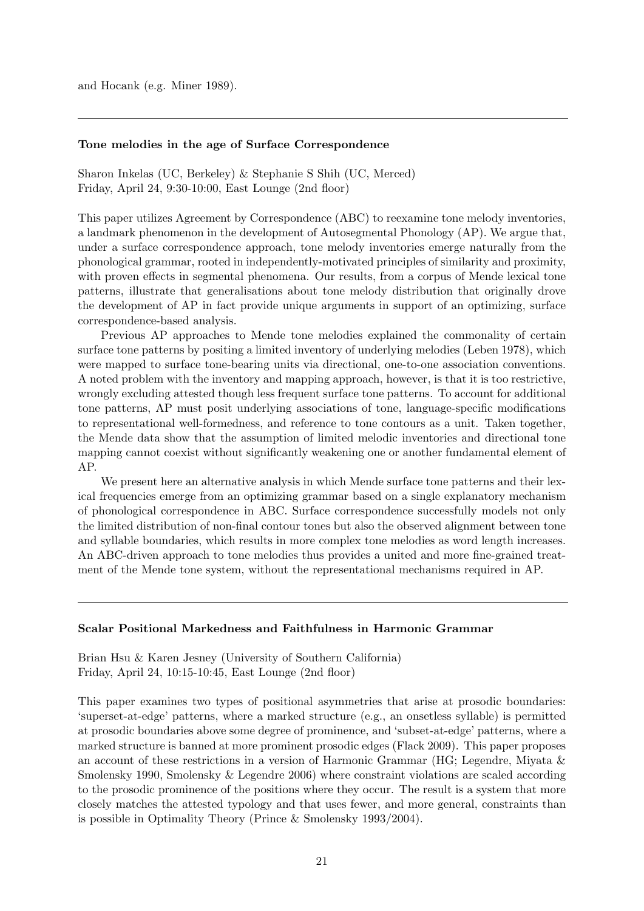and Hocank (e.g. Miner 1989).

---

### Tone melodies in the age of Surface Correspondence

Sharon Inkelas (UC, Berkeley) & Stephanie S Shih (UC, Merced)
Friday, April 24, 9:30-10:00, East Lounge (2nd floor)

This paper utilizes Agreement by Correspondence (ABC) to reexamine tone melody inventories, a landmark phenomenon in the development of Autosegmental Phonology (AP). We argue that, under a surface correspondence approach, tone melody inventories emerge naturally from the phonological grammar, rooted in independently-motivated principles of similarity and proximity, with proven effects in segmental phenomena. Our results, from a corpus of Mende lexical tone patterns, illustrate that generalisations about tone melody distribution that originally drove the development of AP in fact provide unique arguments in support of an optimizing, surface correspondence-based analysis.

Previous AP approaches to Mende tone melodies explained the commonality of certain surface tone patterns by positing a limited inventory of underlying melodies (Leben 1978), which were mapped to surface tone-bearing units via directional, one-to-one association conventions. A noted problem with the inventory and mapping approach, however, is that it is too restrictive, wrongly excluding attested though less frequent surface tone patterns. To account for additional tone patterns, AP must posit underlying associations of tone, language-specific modifications to representational well-formedness, and reference to tone contours as a unit. Taken together, the Mende data show that the assumption of limited melodic inventories and directional tone mapping cannot coexist without significantly weakening one or another fundamental element of AP.

We present here an alternative analysis in which Mende surface tone patterns and their lexical frequencies emerge from an optimizing grammar based on a single explanatory mechanism of phonological correspondence in ABC. Surface correspondence successfully models not only the limited distribution of non-final contour tones but also the observed alignment between tone and syllable boundaries, which results in more complex tone melodies as word length increases. An ABC-driven approach to tone melodies thus provides a united and more fine-grained treatment of the Mende tone system, without the representational mechanisms required in AP.

---

### Scalar Positional Markedness and Faithfulness in Harmonic Grammar

Brian Hsu & Karen Jesney (University of Southern California)
Friday, April 24, 10:15-10:45, East Lounge (2nd floor)

This paper examines two types of positional asymmetries that arise at prosodic boundaries: 'superset-at-edge' patterns, where a marked structure (e.g., an onsetless syllable) is permitted at prosodic boundaries above some degree of prominence, and 'subset-at-edge' patterns, where a marked structure is banned at more prominent prosodic edges (Flack 2009). This paper proposes an account of these restrictions in a version of Harmonic Grammar (HG; Legendre, Miyata & Smolensky 1990, Smolensky & Legendre 2006) where constraint violations are scaled according to the prosodic prominence of the positions where they occur. The result is a system that more closely matches the attested typology and that uses fewer, and more general, constraints than is possible in Optimality Theory (Prince & Smolensky 1993/2004).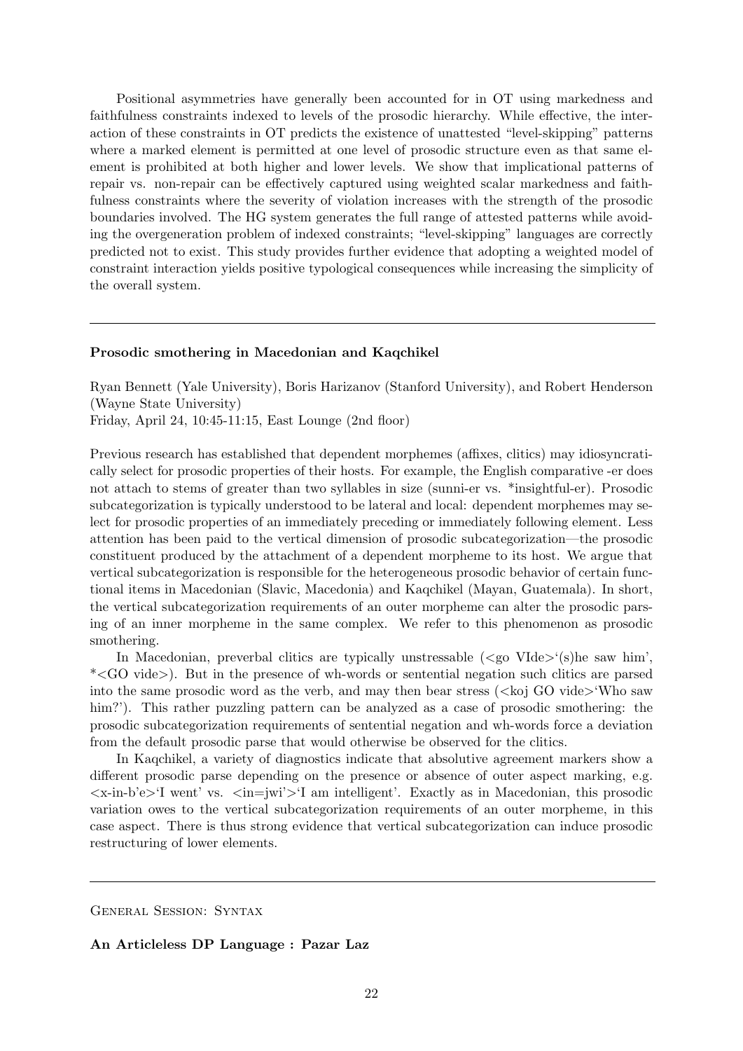Positional asymmetries have generally been accounted for in OT using markedness and faithfulness constraints indexed to levels of the prosodic hierarchy. While effective, the interaction of these constraints in OT predicts the existence of unattested "level-skipping" patterns where a marked element is permitted at one level of prosodic structure even as that same element is prohibited at both higher and lower levels. We show that implicational patterns of repair vs. non-repair can be effectively captured using weighted scalar markedness and faithfulness constraints where the severity of violation increases with the strength of the prosodic boundaries involved. The HG system generates the full range of attested patterns while avoiding the overgeneration problem of indexed constraints; "level-skipping" languages are correctly predicted not to exist. This study provides further evidence that adopting a weighted model of constraint interaction yields positive typological consequences while increasing the simplicity of the overall system.

---

**Prosodic smothering in Macedonian and Kaqchikel**

Ryan Bennett (Yale University), Boris Harizanov (Stanford University), and Robert Henderson (Wayne State University)
Friday, April 24, 10:45-11:15, East Lounge (2nd floor)

Previous research has established that dependent morphemes (affixes, clitics) may idiosyncratically select for prosodic properties of their hosts. For example, the English comparative -er does not attach to stems of greater than two syllables in size (sunni-er vs. *insightful-er). Prosodic subcategorization is typically understood to be lateral and local: dependent morphemes may select for prosodic properties of an immediately preceding or immediately following element. Less attention has been paid to the vertical dimension of prosodic subcategorization—the prosodic constituent produced by the attachment of a dependent morpheme to its host. We argue that vertical subcategorization is responsible for the heterogeneous prosodic behavior of certain functional items in Macedonian (Slavic, Macedonia) and Kaqchikel (Mayan, Guatemala). In short, the vertical subcategorization requirements of an outer morpheme can alter the prosodic parsing of an inner morpheme in the same complex. We refer to this phenomenon as prosodic smothering.

In Macedonian, preverbal clitics are typically unstressable (<go VIde>'(s)he saw him', *<GO vide>). But in the presence of wh-words or sentential negation such clitics are parsed into the same prosodic word as the verb, and may then bear stress (<koj GO vide>'Who saw him?'). This rather puzzling pattern can be analyzed as a case of prosodic smothering: the prosodic subcategorization requirements of sentential negation and wh-words force a deviation from the default prosodic parse that would otherwise be observed for the clitics.

In Kaqchikel, a variety of diagnostics indicate that absolutive agreement markers show a different prosodic parse depending on the presence or absence of outer aspect marking, e.g. <x-in-b'e>'I went' vs. <in=jwi'>'I am intelligent'. Exactly as in Macedonian, this prosodic variation owes to the vertical subcategorization requirements of an outer morpheme, in this case aspect. There is thus strong evidence that vertical subcategorization can induce prosodic restructuring of lower elements.

---

General Session: Syntax

**An Articleless DP Language : Pazar Laz**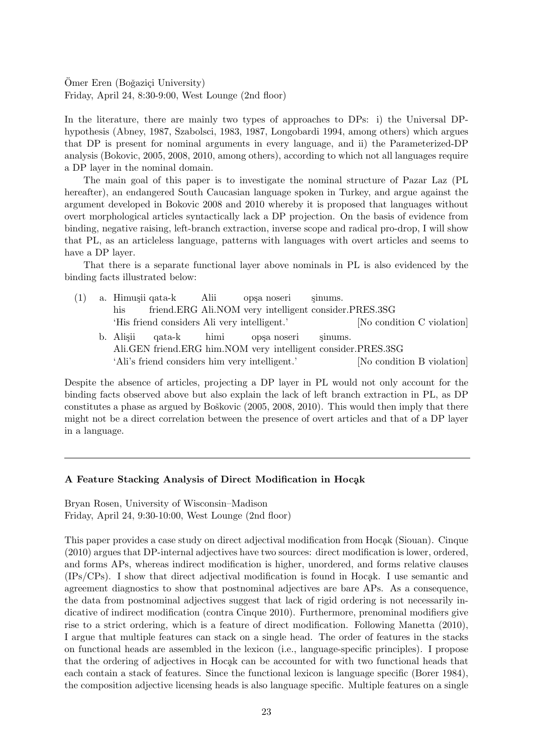Ömer Eren (Boğaziçi University)
Friday, April 24, 8:30-9:00, West Lounge (2nd floor)

In the literature, there are mainly two types of approaches to DPs: i) the Universal DP-hypothesis (Abney, 1987, Szabolsci, 1983, 1987, Longobardi 1994, among others) which argues that DP is present for nominal arguments in every language, and ii) the Parameterized-DP analysis (Bokovic, 2005, 2008, 2010, among others), according to which not all languages require a DP layer in the nominal domain.

The main goal of this paper is to investigate the nominal structure of Pazar Laz (PL hereafter), an endangered South Caucasian language spoken in Turkey, and argue against the argument developed in Bokovic 2008 and 2010 whereby it is proposed that languages without overt morphological articles syntactically lack a DP projection. On the basis of evidence from binding, negative raising, left-branch extraction, inverse scope and radical pro-drop, I will show that PL, as an articleless language, patterns with languages with overt articles and seems to have a DP layer.

That there is a separate functional layer above nominals in PL is also evidenced by the binding facts illustrated below:

(1) a. Himuşii qata-k Alii opşa noseri şinums.
   his friend.ERG Ali.NOM very intelligent consider.PRES.3SG
   'His friend considers Ali very intelligent.' [No condition C violation]

   b. Alişii qata-k himi opşa noseri şinums.
   Ali.GEN friend.ERG him.NOM very intelligent consider.PRES.3SG
   'Ali's friend considers him very intelligent.' [No condition B violation]

Despite the absence of articles, projecting a DP layer in PL would not only account for the binding facts observed above but also explain the lack of left branch extraction in PL, as DP constitutes a phase as argued by Bošković (2005, 2008, 2010). This would then imply that there might not be a direct correlation between the presence of overt articles and that of a DP layer in a language.

---

## A Feature Stacking Analysis of Direct Modification in Hocąk

Bryan Rosen, University of Wisconsin–Madison
Friday, April 24, 9:30-10:00, West Lounge (2nd floor)

This paper provides a case study on direct adjectival modification from Hocąk (Siouan). Cinque (2010) argues that DP-internal adjectives have two sources: direct modification is lower, ordered, and forms APs, whereas indirect modification is higher, unordered, and forms relative clauses (IPs/CPs). I show that direct adjectival modification is found in Hocąk. I use semantic and agreement diagnostics to show that postnominal adjectives are bare APs. As a consequence, the data from postnominal adjectives suggest that lack of rigid ordering is not necessarily indicative of indirect modification (contra Cinque 2010). Furthermore, prenominal modifiers give rise to a strict ordering, which is a feature of direct modification. Following Manetta (2010), I argue that multiple features can stack on a single head. The order of features in the stacks on functional heads are assembled in the lexicon (i.e., language-specific principles). I propose that the ordering of adjectives in Hocąk can be accounted for with two functional heads that each contain a stack of features. Since the functional lexicon is language specific (Borer 1984), the composition adjective licensing heads is also language specific. Multiple features on a single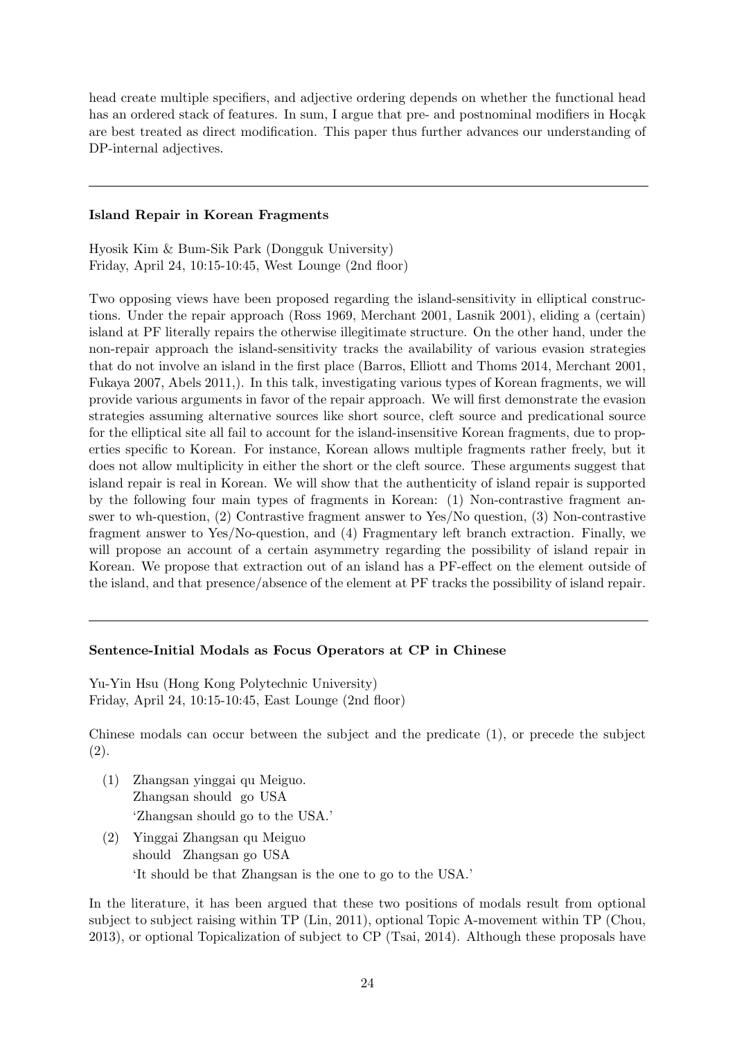head create multiple specifiers, and adjective ordering depends on whether the functional head has an ordered stack of features. In sum, I argue that pre- and postnominal modifiers in Hocąk are best treated as direct modification. This paper thus further advances our understanding of DP-internal adjectives.

---

**Island Repair in Korean Fragments**

Hyosik Kim & Bum-Sik Park (Dongguk University)
Friday, April 24, 10:15-10:45, West Lounge (2nd floor)

Two opposing views have been proposed regarding the island-sensitivity in elliptical constructions. Under the repair approach (Ross 1969, Merchant 2001, Lasnik 2001), eliding a (certain) island at PF literally repairs the otherwise illegitimate structure. On the other hand, under the non-repair approach the island-sensitivity tracks the availability of various evasion strategies that do not involve an island in the first place (Barros, Elliott and Thoms 2014, Merchant 2001, Fukaya 2007, Abels 2011,). In this talk, investigating various types of Korean fragments, we will provide various arguments in favor of the repair approach. We will first demonstrate the evasion strategies assuming alternative sources like short source, cleft source and predicational source for the elliptical site all fail to account for the island-insensitive Korean fragments, due to properties specific to Korean. For instance, Korean allows multiple fragments rather freely, but it does not allow multiplicity in either the short or the cleft source. These arguments suggest that island repair is real in Korean. We will show that the authenticity of island repair is supported by the following four main types of fragments in Korean: (1) Non-contrastive fragment answer to wh-question, (2) Contrastive fragment answer to Yes/No question, (3) Non-contrastive fragment answer to Yes/No-question, and (4) Fragmentary left branch extraction. Finally, we will propose an account of a certain asymmetry regarding the possibility of island repair in Korean. We propose that extraction out of an island has a PF-effect on the element outside of the island, and that presence/absence of the element at PF tracks the possibility of island repair.

---

**Sentence-Initial Modals as Focus Operators at CP in Chinese**

Yu-Yin Hsu (Hong Kong Polytechnic University)
Friday, April 24, 10:15-10:45, East Lounge (2nd floor)

Chinese modals can occur between the subject and the predicate (1), or precede the subject (2).

(1) Zhangsan yinggai qu Meiguo.
Zhangsan should go USA
'Zhangsan should go to the USA.'

(2) Yinggai Zhangsan qu Meiguo
should Zhangsan go USA
'It should be that Zhangsan is the one to go to the USA.'

In the literature, it has been argued that these two positions of modals result from optional subject to subject raising within TP (Lin, 2011), optional Topic A-movement within TP (Chou, 2013), or optional Topicalization of subject to CP (Tsai, 2014). Although these proposals have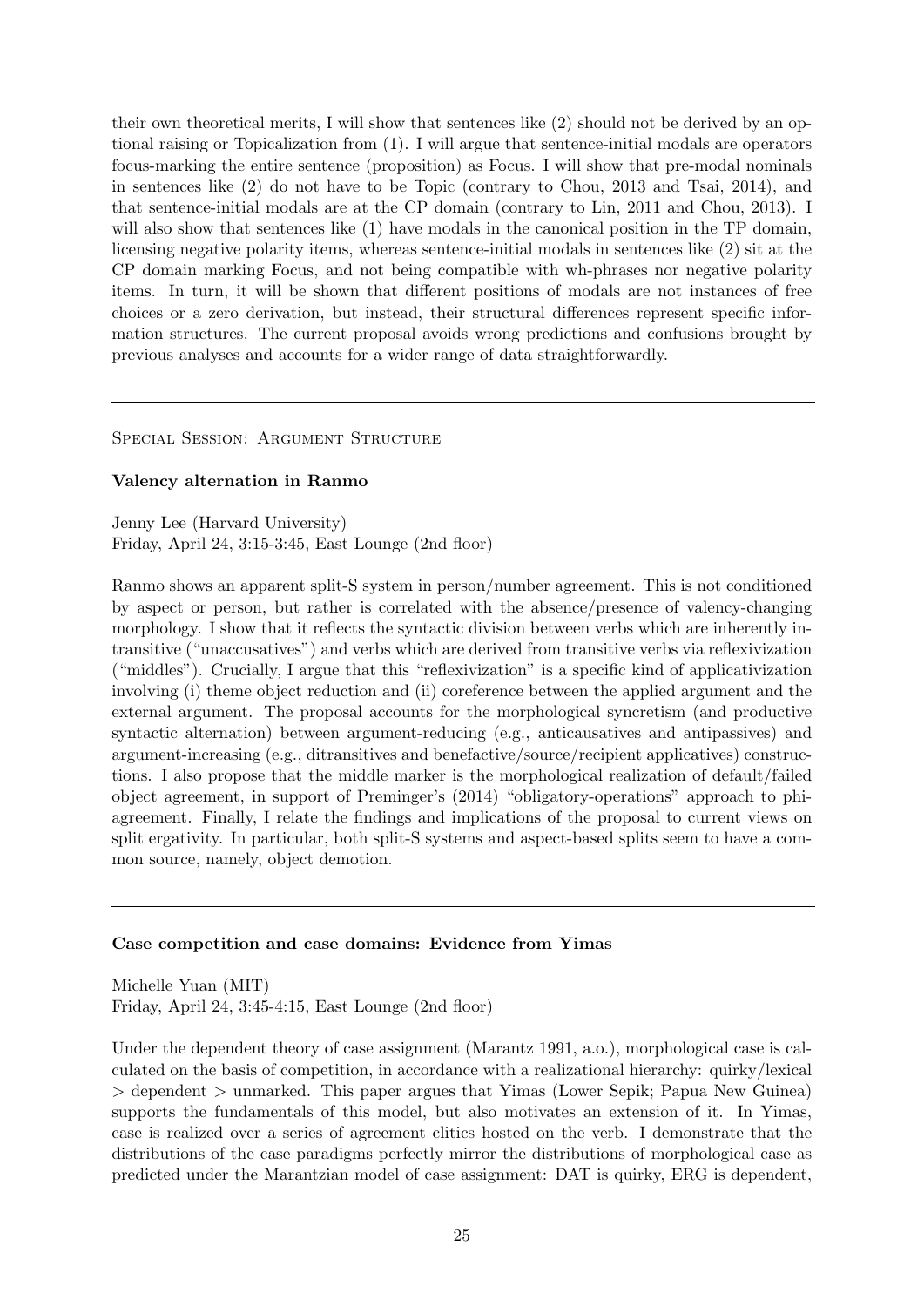their own theoretical merits, I will show that sentences like (2) should not be derived by an optional raising or Topicalization from (1). I will argue that sentence-initial modals are operators focus-marking the entire sentence (proposition) as Focus. I will show that pre-modal nominals in sentences like (2) do not have to be Topic (contrary to Chou, 2013 and Tsai, 2014), and that sentence-initial modals are at the CP domain (contrary to Lin, 2011 and Chou, 2013). I will also show that sentences like (1) have modals in the canonical position in the TP domain, licensing negative polarity items, whereas sentence-initial modals in sentences like (2) sit at the CP domain marking Focus, and not being compatible with wh-phrases nor negative polarity items. In turn, it will be shown that different positions of modals are not instances of free choices or a zero derivation, but instead, their structural differences represent specific information structures. The current proposal avoids wrong predictions and confusions brought by previous analyses and accounts for a wider range of data straightforwardly.

---

Special Session: Argument Structure

**Valency alternation in Ranmo**

Jenny Lee (Harvard University)
Friday, April 24, 3:15-3:45, East Lounge (2nd floor)

Ranmo shows an apparent split-S system in person/number agreement. This is not conditioned by aspect or person, but rather is correlated with the absence/presence of valency-changing morphology. I show that it reflects the syntactic division between verbs which are inherently intransitive ("unaccusatives") and verbs which are derived from transitive verbs via reflexivization ("middles"). Crucially, I argue that this "reflexivization" is a specific kind of applicativization involving (i) theme object reduction and (ii) coreference between the applied argument and the external argument. The proposal accounts for the morphological syncretism (and productive syntactic alternation) between argument-reducing (e.g., anticausatives and antipassives) and argument-increasing (e.g., ditransitives and benefactive/source/recipient applicatives) constructions. I also propose that the middle marker is the morphological realization of default/failed object agreement, in support of Preminger's (2014) "obligatory-operations" approach to phi-agreement. Finally, I relate the findings and implications of the proposal to current views on split ergativity. In particular, both split-S systems and aspect-based splits seem to have a common source, namely, object demotion.

---

**Case competition and case domains: Evidence from Yimas**

Michelle Yuan (MIT)
Friday, April 24, 3:45-4:15, East Lounge (2nd floor)

Under the dependent theory of case assignment (Marantz 1991, a.o.), morphological case is calculated on the basis of competition, in accordance with a realizational hierarchy: quirky/lexical > dependent > unmarked. This paper argues that Yimas (Lower Sepik; Papua New Guinea) supports the fundamentals of this model, but also motivates an extension of it. In Yimas, case is realized over a series of agreement clitics hosted on the verb. I demonstrate that the distributions of the case paradigms perfectly mirror the distributions of morphological case as predicted under the Marantzian model of case assignment: DAT is quirky, ERG is dependent,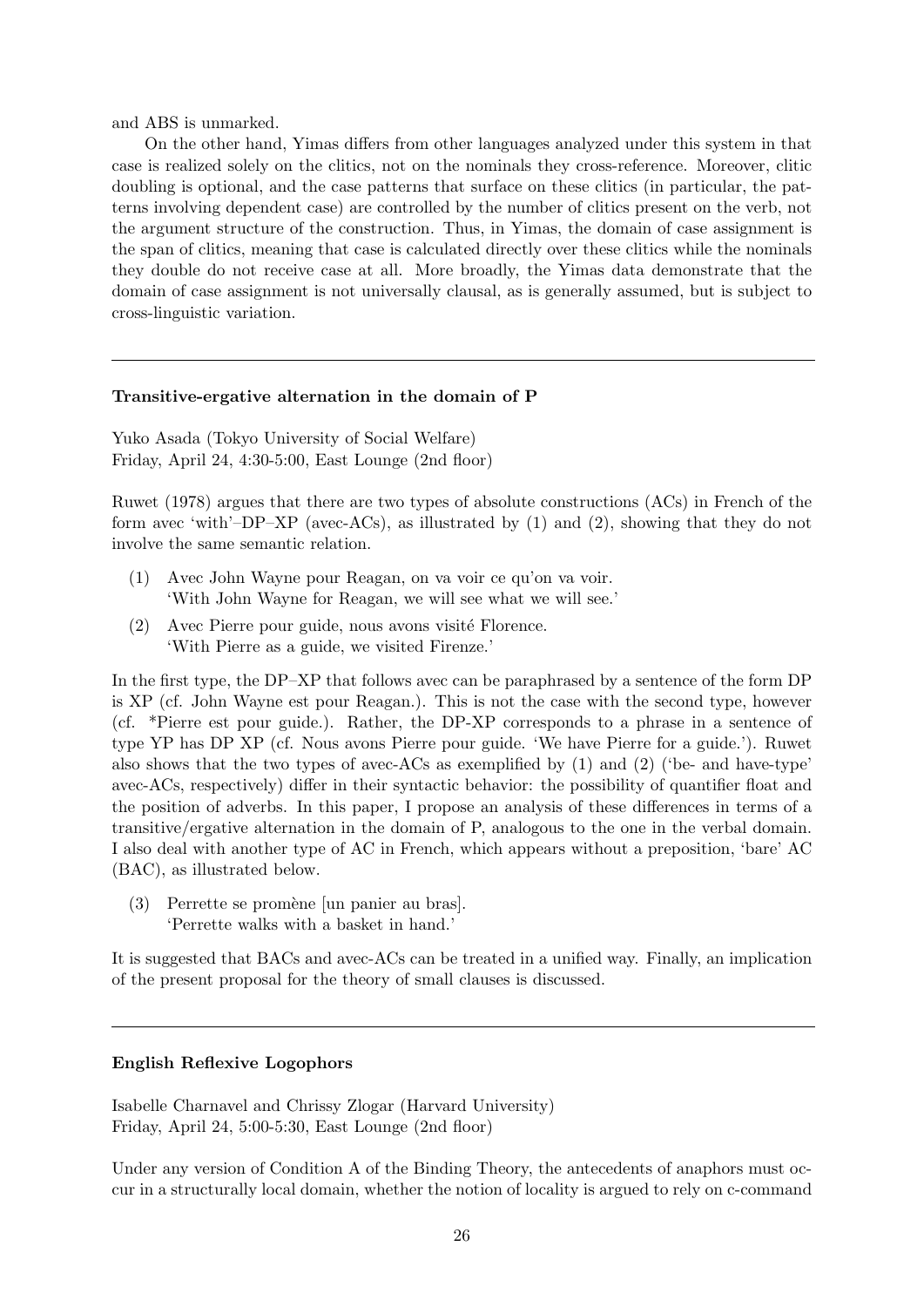and ABS is unmarked.

On the other hand, Yimas differs from other languages analyzed under this system in that case is realized solely on the clitics, not on the nominals they cross-reference. Moreover, clitic doubling is optional, and the case patterns that surface on these clitics (in particular, the patterns involving dependent case) are controlled by the number of clitics present on the verb, not the argument structure of the construction. Thus, in Yimas, the domain of case assignment is the span of clitics, meaning that case is calculated directly over these clitics while the nominals they double do not receive case at all. More broadly, the Yimas data demonstrate that the domain of case assignment is not universally clausal, as is generally assumed, but is subject to cross-linguistic variation.

---

**Transitive-ergative alternation in the domain of P**

Yuko Asada (Tokyo University of Social Welfare)
Friday, April 24, 4:30-5:00, East Lounge (2nd floor)

Ruwet (1978) argues that there are two types of absolute constructions (ACs) in French of the form avec 'with'–DP–XP (avec-ACs), as illustrated by (1) and (2), showing that they do not involve the same semantic relation.

(1) Avec John Wayne pour Reagan, on va voir ce qu'on va voir.
'With John Wayne for Reagan, we will see what we will see.'

(2) Avec Pierre pour guide, nous avons visité Florence.
'With Pierre as a guide, we visited Firenze.'

In the first type, the DP–XP that follows avec can be paraphrased by a sentence of the form DP is XP (cf. John Wayne est pour Reagan.). This is not the case with the second type, however (cf. \*Pierre est pour guide.). Rather, the DP-XP corresponds to a phrase in a sentence of type YP has DP XP (cf. Nous avons Pierre pour guide. 'We have Pierre for a guide.'). Ruwet also shows that the two types of avec-ACs as exemplified by (1) and (2) ('be- and have-type' avec-ACs, respectively) differ in their syntactic behavior: the possibility of quantifier float and the position of adverbs. In this paper, I propose an analysis of these differences in terms of a transitive/ergative alternation in the domain of P, analogous to the one in the verbal domain. I also deal with another type of AC in French, which appears without a preposition, 'bare' AC (BAC), as illustrated below.

(3) Perrette se promène [un panier au bras].
'Perrette walks with a basket in hand.'

It is suggested that BACs and avec-ACs can be treated in a unified way. Finally, an implication of the present proposal for the theory of small clauses is discussed.

---

**English Reflexive Logophors**

Isabelle Charnavel and Chrissy Zlogar (Harvard University)
Friday, April 24, 5:00-5:30, East Lounge (2nd floor)

Under any version of Condition A of the Binding Theory, the antecedents of anaphors must occur in a structurally local domain, whether the notion of locality is argued to rely on c-command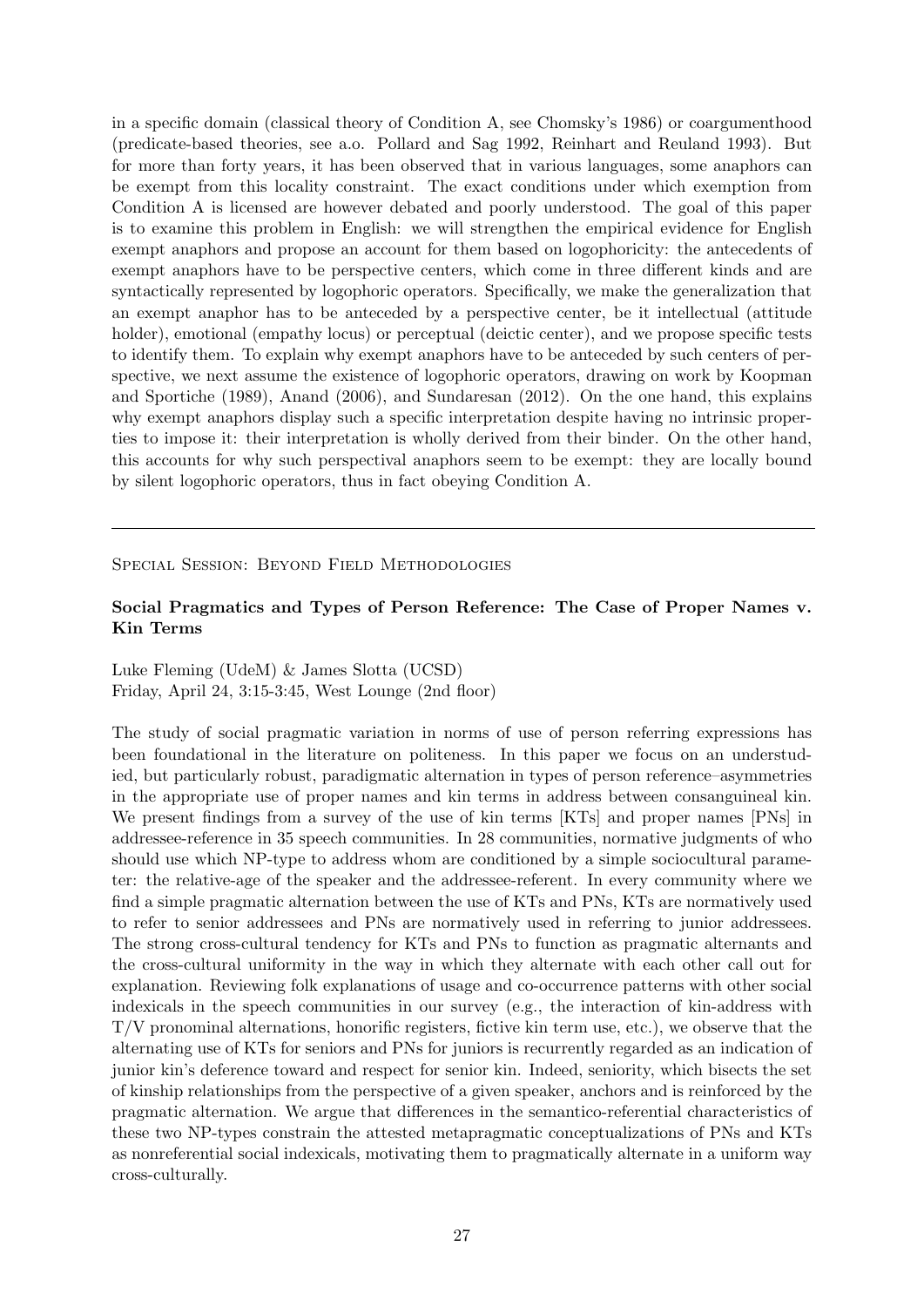in a specific domain (classical theory of Condition A, see Chomsky's 1986) or coargumenthood (predicate-based theories, see a.o. Pollard and Sag 1992, Reinhart and Reuland 1993). But for more than forty years, it has been observed that in various languages, some anaphors can be exempt from this locality constraint. The exact conditions under which exemption from Condition A is licensed are however debated and poorly understood. The goal of this paper is to examine this problem in English: we will strengthen the empirical evidence for English exempt anaphors and propose an account for them based on logophoricity: the antecedents of exempt anaphors have to be perspective centers, which come in three different kinds and are syntactically represented by logophoric operators. Specifically, we make the generalization that an exempt anaphor has to be anteceded by a perspective center, be it intellectual (attitude holder), emotional (empathy locus) or perceptual (deictic center), and we propose specific tests to identify them. To explain why exempt anaphors have to be anteceded by such centers of perspective, we next assume the existence of logophoric operators, drawing on work by Koopman and Sportiche (1989), Anand (2006), and Sundaresan (2012). On the one hand, this explains why exempt anaphors display such a specific interpretation despite having no intrinsic properties to impose it: their interpretation is wholly derived from their binder. On the other hand, this accounts for why such perspectival anaphors seem to be exempt: they are locally bound by silent logophoric operators, thus in fact obeying Condition A.

---

Special Session: Beyond Field Methodologies

### Social Pragmatics and Types of Person Reference: The Case of Proper Names v. Kin Terms

Luke Fleming (UdeM) & James Slotta (UCSD)
Friday, April 24, 3:15-3:45, West Lounge (2nd floor)

The study of social pragmatic variation in norms of use of person referring expressions has been foundational in the literature on politeness. In this paper we focus on an understudied, but particularly robust, paradigmatic alternation in types of person reference–asymmetries in the appropriate use of proper names and kin terms in address between consanguineal kin. We present findings from a survey of the use of kin terms [KTs] and proper names [PNs] in addressee-reference in 35 speech communities. In 28 communities, normative judgments of who should use which NP-type to address whom are conditioned by a simple sociocultural parameter: the relative-age of the speaker and the addressee-referent. In every community where we find a simple pragmatic alternation between the use of KTs and PNs, KTs are normatively used to refer to senior addressees and PNs are normatively used in referring to junior addressees. The strong cross-cultural tendency for KTs and PNs to function as pragmatic alternants and the cross-cultural uniformity in the way in which they alternate with each other call out for explanation. Reviewing folk explanations of usage and co-occurrence patterns with other social indexicals in the speech communities in our survey (e.g., the interaction of kin-address with T/V pronominal alternations, honorific registers, fictive kin term use, etc.), we observe that the alternating use of KTs for seniors and PNs for juniors is recurrently regarded as an indication of junior kin's deference toward and respect for senior kin. Indeed, seniority, which bisects the set of kinship relationships from the perspective of a given speaker, anchors and is reinforced by the pragmatic alternation. We argue that differences in the semantico-referential characteristics of these two NP-types constrain the attested metapragmatic conceptualizations of PNs and KTs as nonreferential social indexicals, motivating them to pragmatically alternate in a uniform way cross-culturally.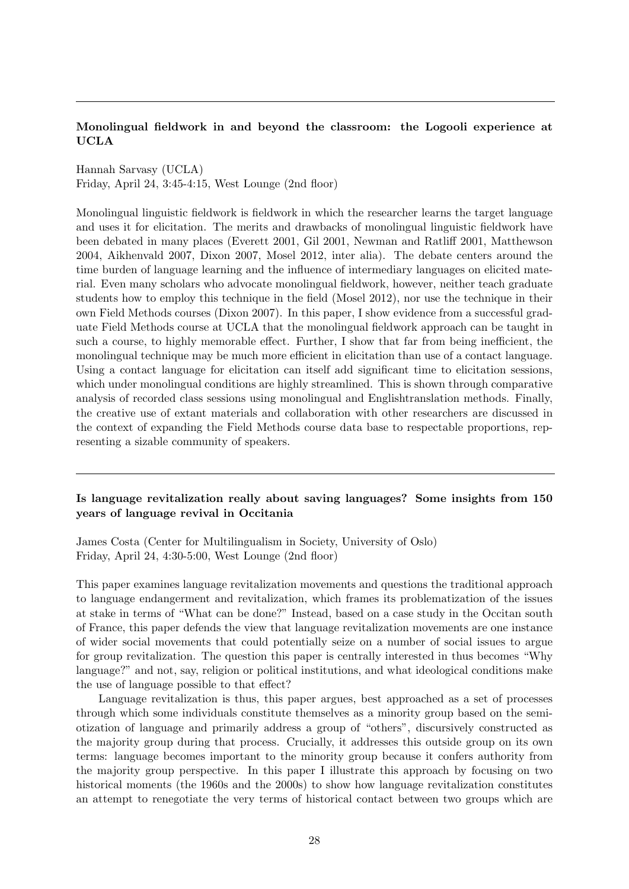---

**Monolingual fieldwork in and beyond the classroom: the Logooli experience at UCLA**

Hannah Sarvasy (UCLA)
Friday, April 24, 3:45-4:15, West Lounge (2nd floor)

Monolingual linguistic fieldwork is fieldwork in which the researcher learns the target language and uses it for elicitation. The merits and drawbacks of monolingual linguistic fieldwork have been debated in many places (Everett 2001, Gil 2001, Newman and Ratliff 2001, Matthewson 2004, Aikhenvald 2007, Dixon 2007, Mosel 2012, inter alia). The debate centers around the time burden of language learning and the influence of intermediary languages on elicited material. Even many scholars who advocate monolingual fieldwork, however, neither teach graduate students how to employ this technique in the field (Mosel 2012), nor use the technique in their own Field Methods courses (Dixon 2007). In this paper, I show evidence from a successful graduate Field Methods course at UCLA that the monolingual fieldwork approach can be taught in such a course, to highly memorable effect. Further, I show that far from being inefficient, the monolingual technique may be much more efficient in elicitation than use of a contact language. Using a contact language for elicitation can itself add significant time to elicitation sessions, which under monolingual conditions are highly streamlined. This is shown through comparative analysis of recorded class sessions using monolingual and Englishtranslation methods. Finally, the creative use of extant materials and collaboration with other researchers are discussed in the context of expanding the Field Methods course data base to respectable proportions, representing a sizable community of speakers.

---

**Is language revitalization really about saving languages? Some insights from 150 years of language revival in Occitania**

James Costa (Center for Multilingualism in Society, University of Oslo)
Friday, April 24, 4:30-5:00, West Lounge (2nd floor)

This paper examines language revitalization movements and questions the traditional approach to language endangerment and revitalization, which frames its problematization of the issues at stake in terms of "What can be done?" Instead, based on a case study in the Occitan south of France, this paper defends the view that language revitalization movements are one instance of wider social movements that could potentially seize on a number of social issues to argue for group revitalization. The question this paper is centrally interested in thus becomes "Why language?" and not, say, religion or political institutions, and what ideological conditions make the use of language possible to that effect?

Language revitalization is thus, this paper argues, best approached as a set of processes through which some individuals constitute themselves as a minority group based on the semiotization of language and primarily address a group of "others", discursively constructed as the majority group during that process. Crucially, it addresses this outside group on its own terms: language becomes important to the minority group because it confers authority from the majority group perspective. In this paper I illustrate this approach by focusing on two historical moments (the 1960s and the 2000s) to show how language revitalization constitutes an attempt to renegotiate the very terms of historical contact between two groups which are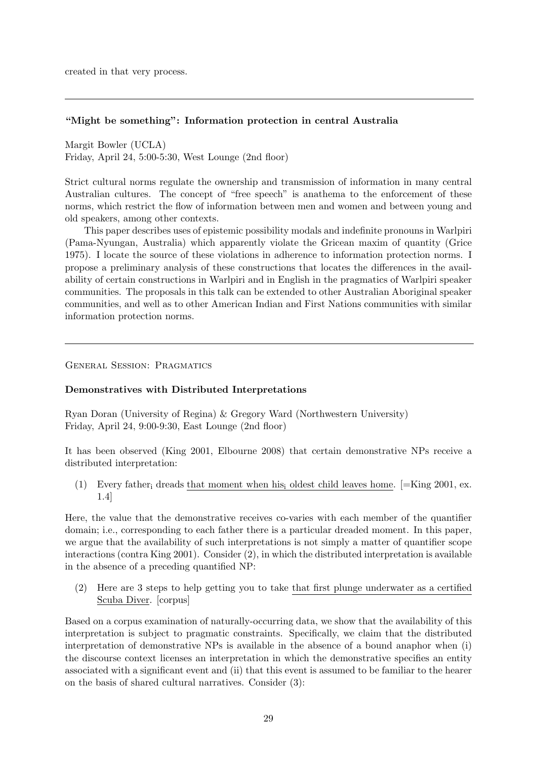created in that very process.

---

### "Might be something": Information protection in central Australia

Margit Bowler (UCLA)
Friday, April 24, 5:00-5:30, West Lounge (2nd floor)

Strict cultural norms regulate the ownership and transmission of information in many central Australian cultures. The concept of "free speech" is anathema to the enforcement of these norms, which restrict the flow of information between men and women and between young and old speakers, among other contexts.

This paper describes uses of epistemic possibility modals and indefinite pronouns in Warlpiri (Pama-Nyungan, Australia) which apparently violate the Gricean maxim of quantity (Grice 1975). I locate the source of these violations in adherence to information protection norms. I propose a preliminary analysis of these constructions that locates the differences in the availability of certain constructions in Warlpiri and in English in the pragmatics of Warlpiri speaker communities. The proposals in this talk can be extended to other Australian Aboriginal speaker communities, and well as to other American Indian and First Nations communities with similar information protection norms.

---

## General Session: Pragmatics

### Demonstratives with Distributed Interpretations

Ryan Doran (University of Regina) & Gregory Ward (Northwestern University)
Friday, April 24, 9:00-9:30, East Lounge (2nd floor)

It has been observed (King 2001, Elbourne 2008) that certain demonstrative NPs receive a distributed interpretation:

(1) Every father$_i$ dreads that moment when his$_i$ oldest child leaves home. [=King 2001, ex. 1.4]

Here, the value that the demonstrative receives co-varies with each member of the quantifier domain; i.e., corresponding to each father there is a particular dreaded moment. In this paper, we argue that the availability of such interpretations is not simply a matter of quantifier scope interactions (contra King 2001). Consider (2), in which the distributed interpretation is available in the absence of a preceding quantified NP:

(2) Here are 3 steps to help getting you to take that first plunge underwater as a certified Scuba Diver. [corpus]

Based on a corpus examination of naturally-occurring data, we show that the availability of this interpretation is subject to pragmatic constraints. Specifically, we claim that the distributed interpretation of demonstrative NPs is available in the absence of a bound anaphor when (i) the discourse context licenses an interpretation in which the demonstrative specifies an entity associated with a significant event and (ii) that this event is assumed to be familiar to the hearer on the basis of shared cultural narratives. Consider (3):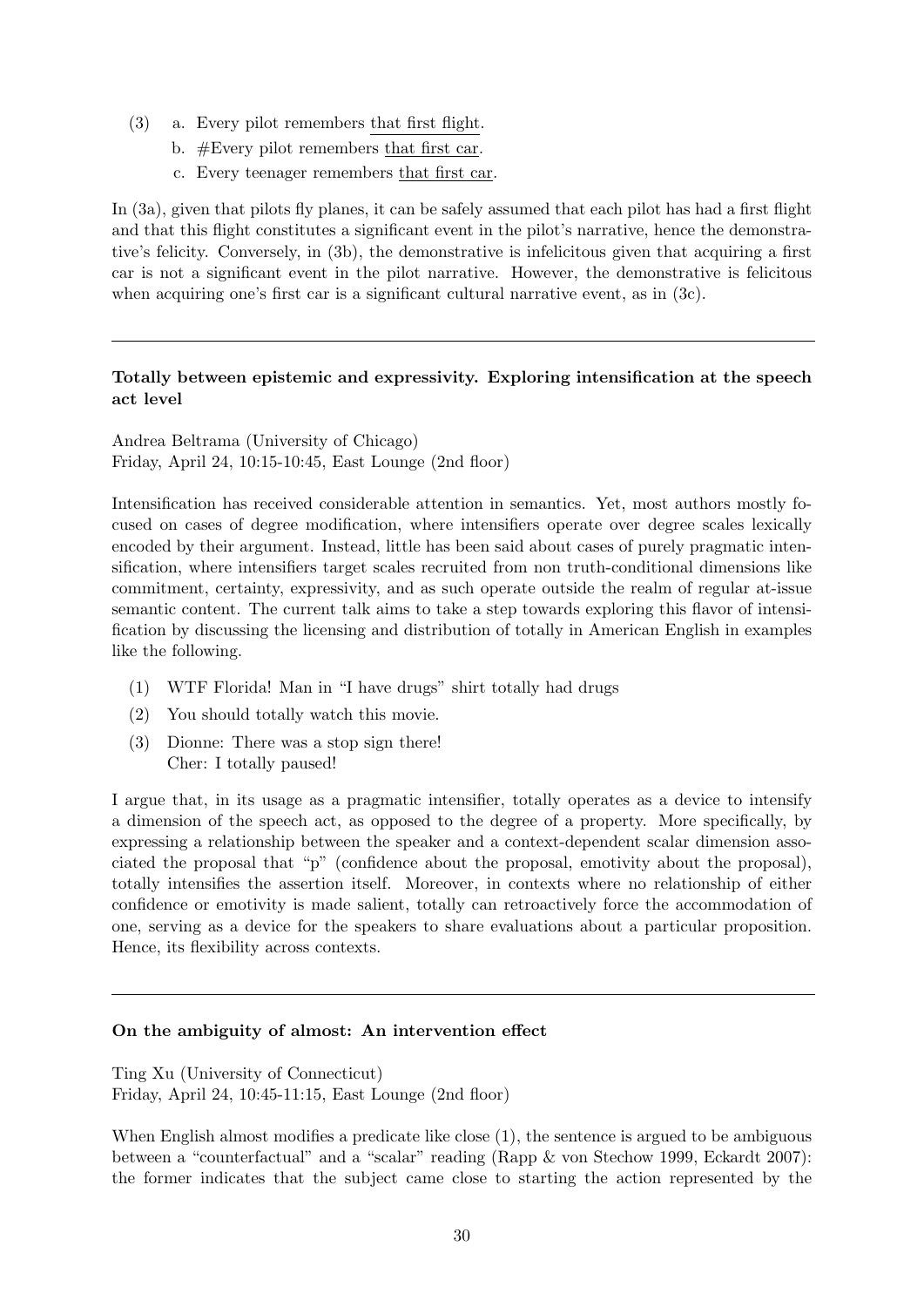(3) a. Every pilot remembers <u>that first flight</u>.

b. #Every pilot remembers <u>that first car</u>.

c. Every teenager remembers <u>that first car</u>.

In (3a), given that pilots fly planes, it can be safely assumed that each pilot has had a first flight and that this flight constitutes a significant event in the pilot's narrative, hence the demonstrative's felicity. Conversely, in (3b), the demonstrative is infelicitous given that acquiring a first car is not a significant event in the pilot narrative. However, the demonstrative is felicitous when acquiring one's first car is a significant cultural narrative event, as in (3c).

---

### Totally between epistemic and expressivity. Exploring intensification at the speech act level

Andrea Beltrama (University of Chicago)
Friday, April 24, 10:15-10:45, East Lounge (2nd floor)

Intensification has received considerable attention in semantics. Yet, most authors mostly focused on cases of degree modification, where intensifiers operate over degree scales lexically encoded by their argument. Instead, little has been said about cases of purely pragmatic intensification, where intensifiers target scales recruited from non truth-conditional dimensions like commitment, certainty, expressivity, and as such operate outside the realm of regular at-issue semantic content. The current talk aims to take a step towards exploring this flavor of intensification by discussing the licensing and distribution of totally in American English in examples like the following.

(1) WTF Florida! Man in "I have drugs" shirt totally had drugs

(2) You should totally watch this movie.

(3) Dionne: There was a stop sign there!
Cher: I totally paused!

I argue that, in its usage as a pragmatic intensifier, totally operates as a device to intensify a dimension of the speech act, as opposed to the degree of a property. More specifically, by expressing a relationship between the speaker and a context-dependent scalar dimension associated the proposal that "p" (confidence about the proposal, emotivity about the proposal), totally intensifies the assertion itself. Moreover, in contexts where no relationship of either confidence or emotivity is made salient, totally can retroactively force the accommodation of one, serving as a device for the speakers to share evaluations about a particular proposition. Hence, its flexibility across contexts.

---

### On the ambiguity of almost: An intervention effect

Ting Xu (University of Connecticut)
Friday, April 24, 10:45-11:15, East Lounge (2nd floor)

When English almost modifies a predicate like close (1), the sentence is argued to be ambiguous between a "counterfactual" and a "scalar" reading (Rapp & von Stechow 1999, Eckardt 2007): the former indicates that the subject came close to starting the action represented by the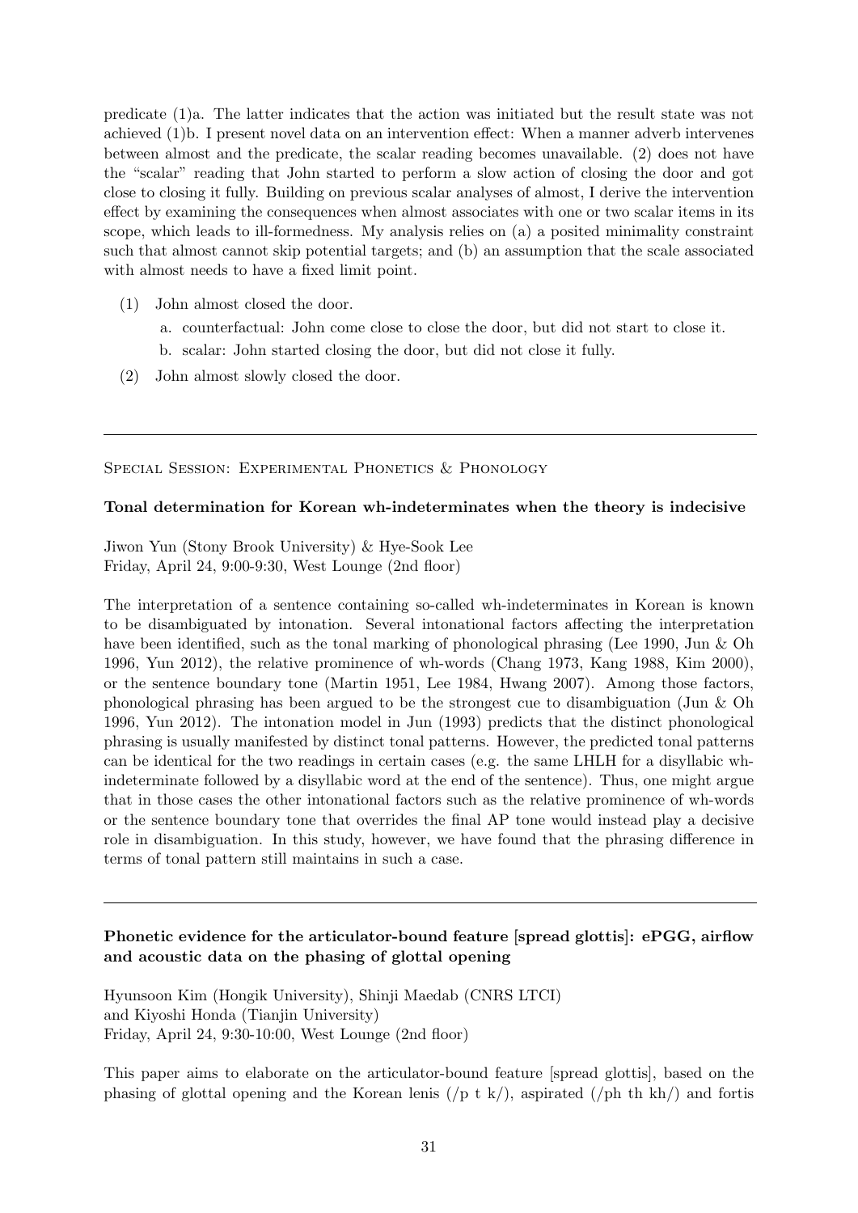predicate (1)a. The latter indicates that the action was initiated but the result state was not achieved (1)b. I present novel data on an intervention effect: When a manner adverb intervenes between almost and the predicate, the scalar reading becomes unavailable. (2) does not have the "scalar" reading that John started to perform a slow action of closing the door and got close to closing it fully. Building on previous scalar analyses of almost, I derive the intervention effect by examining the consequences when almost associates with one or two scalar items in its scope, which leads to ill-formedness. My analysis relies on (a) a posited minimality constraint such that almost cannot skip potential targets; and (b) an assumption that the scale associated with almost needs to have a fixed limit point.

(1) John almost closed the door.

  a. counterfactual: John come close to close the door, but did not start to close it.

  b. scalar: John started closing the door, but did not close it fully.

(2) John almost slowly closed the door.

---

Special Session: Experimental Phonetics & Phonology

**Tonal determination for Korean wh-indeterminates when the theory is indecisive**

Jiwon Yun (Stony Brook University) & Hye-Sook Lee
Friday, April 24, 9:00-9:30, West Lounge (2nd floor)

The interpretation of a sentence containing so-called wh-indeterminates in Korean is known to be disambiguated by intonation. Several intonational factors affecting the interpretation have been identified, such as the tonal marking of phonological phrasing (Lee 1990, Jun & Oh 1996, Yun 2012), the relative prominence of wh-words (Chang 1973, Kang 1988, Kim 2000), or the sentence boundary tone (Martin 1951, Lee 1984, Hwang 2007). Among those factors, phonological phrasing has been argued to be the strongest cue to disambiguation (Jun & Oh 1996, Yun 2012). The intonation model in Jun (1993) predicts that the distinct phonological phrasing is usually manifested by distinct tonal patterns. However, the predicted tonal patterns can be identical for the two readings in certain cases (e.g. the same LHLH for a disyllabic wh-indeterminate followed by a disyllabic word at the end of the sentence). Thus, one might argue that in those cases the other intonational factors such as the relative prominence of wh-words or the sentence boundary tone that overrides the final AP tone would instead play a decisive role in disambiguation. In this study, however, we have found that the phrasing difference in terms of tonal pattern still maintains in such a case.

---

**Phonetic evidence for the articulator-bound feature [spread glottis]: ePGG, airflow and acoustic data on the phasing of glottal opening**

Hyunsoon Kim (Hongik University), Shinji Maedab (CNRS LTCI)
and Kiyoshi Honda (Tianjin University)
Friday, April 24, 9:30-10:00, West Lounge (2nd floor)

This paper aims to elaborate on the articulator-bound feature [spread glottis], based on the phasing of glottal opening and the Korean lenis (/p t k/), aspirated (/ph th kh/) and fortis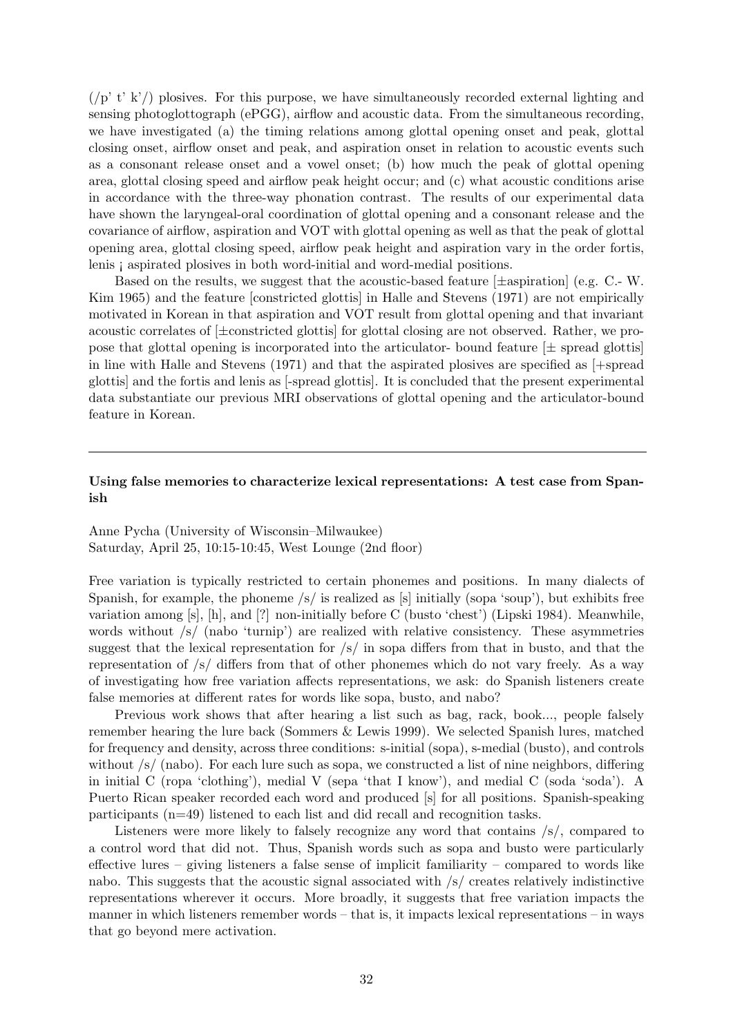(/p' t' k'/) plosives. For this purpose, we have simultaneously recorded external lighting and sensing photoglottograph (ePGG), airflow and acoustic data. From the simultaneous recording, we have investigated (a) the timing relations among glottal opening onset and peak, glottal closing onset, airflow onset and peak, and aspiration onset in relation to acoustic events such as a consonant release onset and a vowel onset; (b) how much the peak of glottal opening area, glottal closing speed and airflow peak height occur; and (c) what acoustic conditions arise in accordance with the three-way phonation contrast. The results of our experimental data have shown the laryngeal-oral coordination of glottal opening and a consonant release and the covariance of airflow, aspiration and VOT with glottal opening as well as that the peak of glottal opening area, glottal closing speed, airflow peak height and aspiration vary in the order fortis, lenis ¡ aspirated plosives in both word-initial and word-medial positions.

Based on the results, we suggest that the acoustic-based feature [±aspiration] (e.g. C.- W. Kim 1965) and the feature [constricted glottis] in Halle and Stevens (1971) are not empirically motivated in Korean in that aspiration and VOT result from glottal opening and that invariant acoustic correlates of [±constricted glottis] for glottal closing are not observed. Rather, we propose that glottal opening is incorporated into the articulator- bound feature [± spread glottis] in line with Halle and Stevens (1971) and that the aspirated plosives are specified as [+spread glottis] and the fortis and lenis as [-spread glottis]. It is concluded that the present experimental data substantiate our previous MRI observations of glottal opening and the articulator-bound feature in Korean.

---

**Using false memories to characterize lexical representations: A test case from Spanish**

Anne Pycha (University of Wisconsin–Milwaukee)
Saturday, April 25, 10:15-10:45, West Lounge (2nd floor)

Free variation is typically restricted to certain phonemes and positions. In many dialects of Spanish, for example, the phoneme /s/ is realized as [s] initially (sopa 'soup'), but exhibits free variation among [s], [h], and [?] non-initially before C (busto 'chest') (Lipski 1984). Meanwhile, words without /s/ (nabo 'turnip') are realized with relative consistency. These asymmetries suggest that the lexical representation for /s/ in sopa differs from that in busto, and that the representation of /s/ differs from that of other phonemes which do not vary freely. As a way of investigating how free variation affects representations, we ask: do Spanish listeners create false memories at different rates for words like sopa, busto, and nabo?

Previous work shows that after hearing a list such as bag, rack, book..., people falsely remember hearing the lure back (Sommers & Lewis 1999). We selected Spanish lures, matched for frequency and density, across three conditions: s-initial (sopa), s-medial (busto), and controls without /s/ (nabo). For each lure such as sopa, we constructed a list of nine neighbors, differing in initial C (ropa 'clothing'), medial V (sepa 'that I know'), and medial C (soda 'soda'). A Puerto Rican speaker recorded each word and produced [s] for all positions. Spanish-speaking participants (n=49) listened to each list and did recall and recognition tasks.

Listeners were more likely to falsely recognize any word that contains /s/, compared to a control word that did not. Thus, Spanish words such as sopa and busto were particularly effective lures – giving listeners a false sense of implicit familiarity – compared to words like nabo. This suggests that the acoustic signal associated with /s/ creates relatively indistinctive representations wherever it occurs. More broadly, it suggests that free variation impacts the manner in which listeners remember words – that is, it impacts lexical representations – in ways that go beyond mere activation.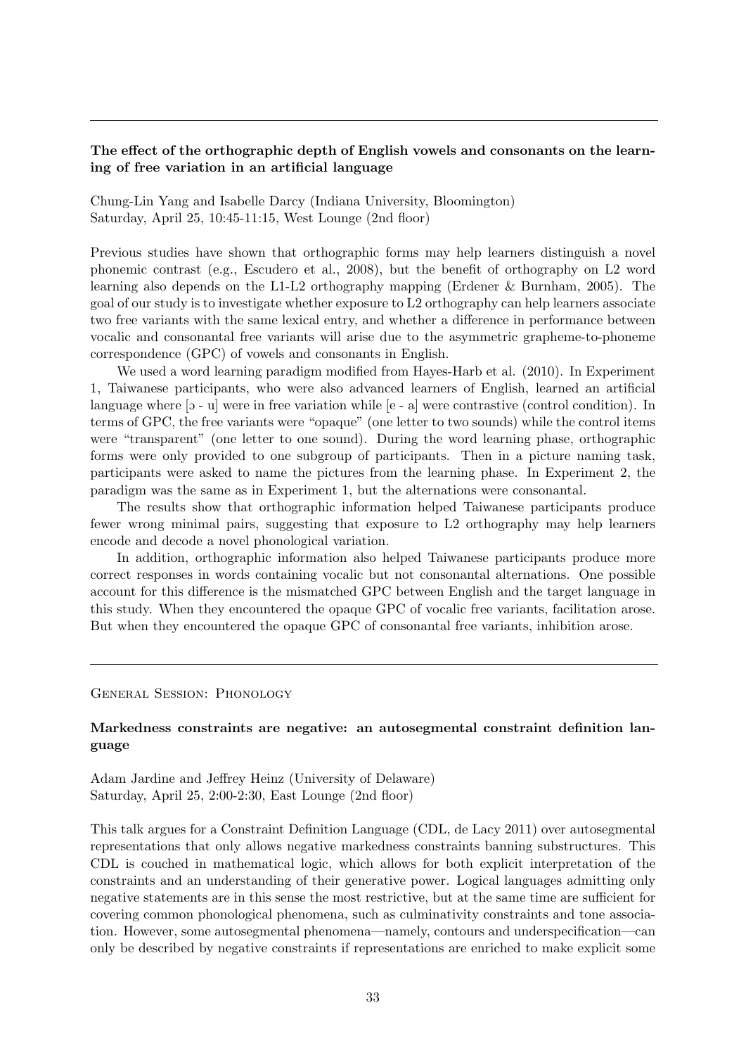---

**The effect of the orthographic depth of English vowels and consonants on the learning of free variation in an artificial language**

Chung-Lin Yang and Isabelle Darcy (Indiana University, Bloomington)
Saturday, April 25, 10:45-11:15, West Lounge (2nd floor)

Previous studies have shown that orthographic forms may help learners distinguish a novel phonemic contrast (e.g., Escudero et al., 2008), but the benefit of orthography on L2 word learning also depends on the L1-L2 orthography mapping (Erdener & Burnham, 2005). The goal of our study is to investigate whether exposure to L2 orthography can help learners associate two free variants with the same lexical entry, and whether a difference in performance between vocalic and consonantal free variants will arise due to the asymmetric grapheme-to-phoneme correspondence (GPC) of vowels and consonants in English.

We used a word learning paradigm modified from Hayes-Harb et al. (2010). In Experiment 1, Taiwanese participants, who were also advanced learners of English, learned an artificial language where [ɔ - u] were in free variation while [e - a] were contrastive (control condition). In terms of GPC, the free variants were "opaque" (one letter to two sounds) while the control items were "transparent" (one letter to one sound). During the word learning phase, orthographic forms were only provided to one subgroup of participants. Then in a picture naming task, participants were asked to name the pictures from the learning phase. In Experiment 2, the paradigm was the same as in Experiment 1, but the alternations were consonantal.

The results show that orthographic information helped Taiwanese participants produce fewer wrong minimal pairs, suggesting that exposure to L2 orthography may help learners encode and decode a novel phonological variation.

In addition, orthographic information also helped Taiwanese participants produce more correct responses in words containing vocalic but not consonantal alternations. One possible account for this difference is the mismatched GPC between English and the target language in this study. When they encountered the opaque GPC of vocalic free variants, facilitation arose. But when they encountered the opaque GPC of consonantal free variants, inhibition arose.

---

General Session: Phonology

**Markedness constraints are negative: an autosegmental constraint definition language**

Adam Jardine and Jeffrey Heinz (University of Delaware)
Saturday, April 25, 2:00-2:30, East Lounge (2nd floor)

This talk argues for a Constraint Definition Language (CDL, de Lacy 2011) over autosegmental representations that only allows negative markedness constraints banning substructures. This CDL is couched in mathematical logic, which allows for both explicit interpretation of the constraints and an understanding of their generative power. Logical languages admitting only negative statements are in this sense the most restrictive, but at the same time are sufficient for covering common phonological phenomena, such as culminativity constraints and tone association. However, some autosegmental phenomena—namely, contours and underspecification—can only be described by negative constraints if representations are enriched to make explicit some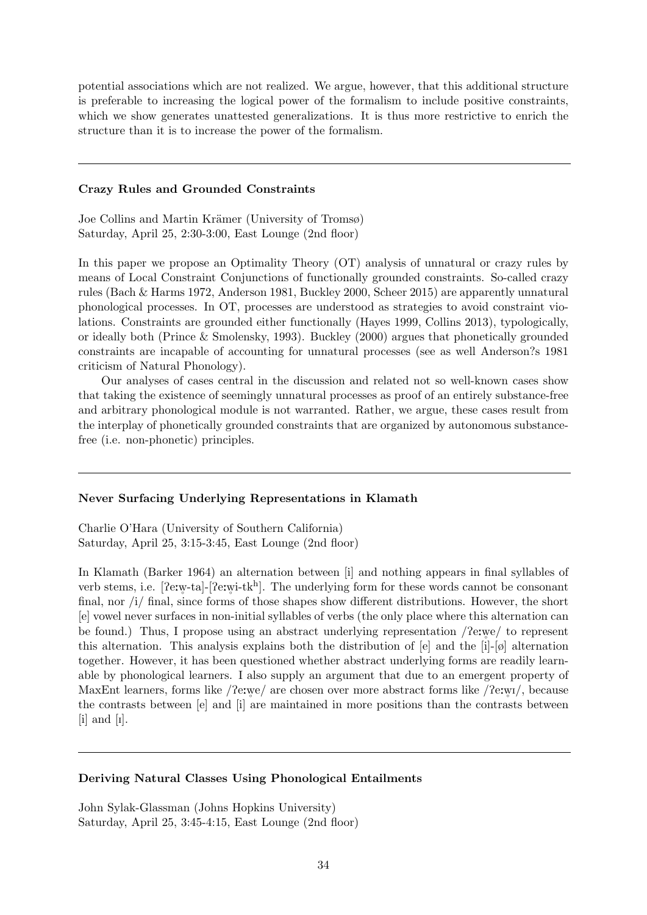potential associations which are not realized. We argue, however, that this additional structure is preferable to increasing the logical power of the formalism to include positive constraints, which we show generates unattested generalizations. It is thus more restrictive to enrich the structure than it is to increase the power of the formalism.

---

**Crazy Rules and Grounded Constraints**

Joe Collins and Martin Krämer (University of Tromsø)
Saturday, April 25, 2:30-3:00, East Lounge (2nd floor)

In this paper we propose an Optimality Theory (OT) analysis of unnatural or crazy rules by means of Local Constraint Conjunctions of functionally grounded constraints. So-called crazy rules (Bach & Harms 1972, Anderson 1981, Buckley 2000, Scheer 2015) are apparently unnatural phonological processes. In OT, processes are understood as strategies to avoid constraint violations. Constraints are grounded either functionally (Hayes 1999, Collins 2013), typologically, or ideally both (Prince & Smolensky, 1993). Buckley (2000) argues that phonetically grounded constraints are incapable of accounting for unnatural processes (see as well Anderson?s 1981 criticism of Natural Phonology).

Our analyses of cases central in the discussion and related not so well-known cases show that taking the existence of seemingly unnatural processes as proof of an entirely substance-free and arbitrary phonological module is not warranted. Rather, we argue, these cases result from the interplay of phonetically grounded constraints that are organized by autonomous substance-free (i.e. non-phonetic) principles.

---

**Never Surfacing Underlying Representations in Klamath**

Charlie O'Hara (University of Southern California)
Saturday, April 25, 3:15-3:45, East Lounge (2nd floor)

In Klamath (Barker 1964) an alternation between [i] and nothing appears in final syllables of verb stems, i.e. [ʔeːw̥-ta]-[ʔeːw̥i-tkʰ]. The underlying form for these words cannot be consonant final, nor /i/ final, since forms of those shapes show different distributions. However, the short [e] vowel never surfaces in non-initial syllables of verbs (the only place where this alternation can be found.) Thus, I propose using an abstract underlying representation /ʔeːw̥e/ to represent this alternation. This analysis explains both the distribution of [e] and the [i]-[ø] alternation together. However, it has been questioned whether abstract underlying forms are readily learnable by phonological learners. I also supply an argument that due to an emergent property of MaxEnt learners, forms like /ʔeːw̥e/ are chosen over more abstract forms like /ʔeːw̥ɪ/, because the contrasts between [e] and [i] are maintained in more positions than the contrasts between [i] and [ɪ].

---

**Deriving Natural Classes Using Phonological Entailments**

John Sylak-Glassman (Johns Hopkins University)
Saturday, April 25, 3:45-4:15, East Lounge (2nd floor)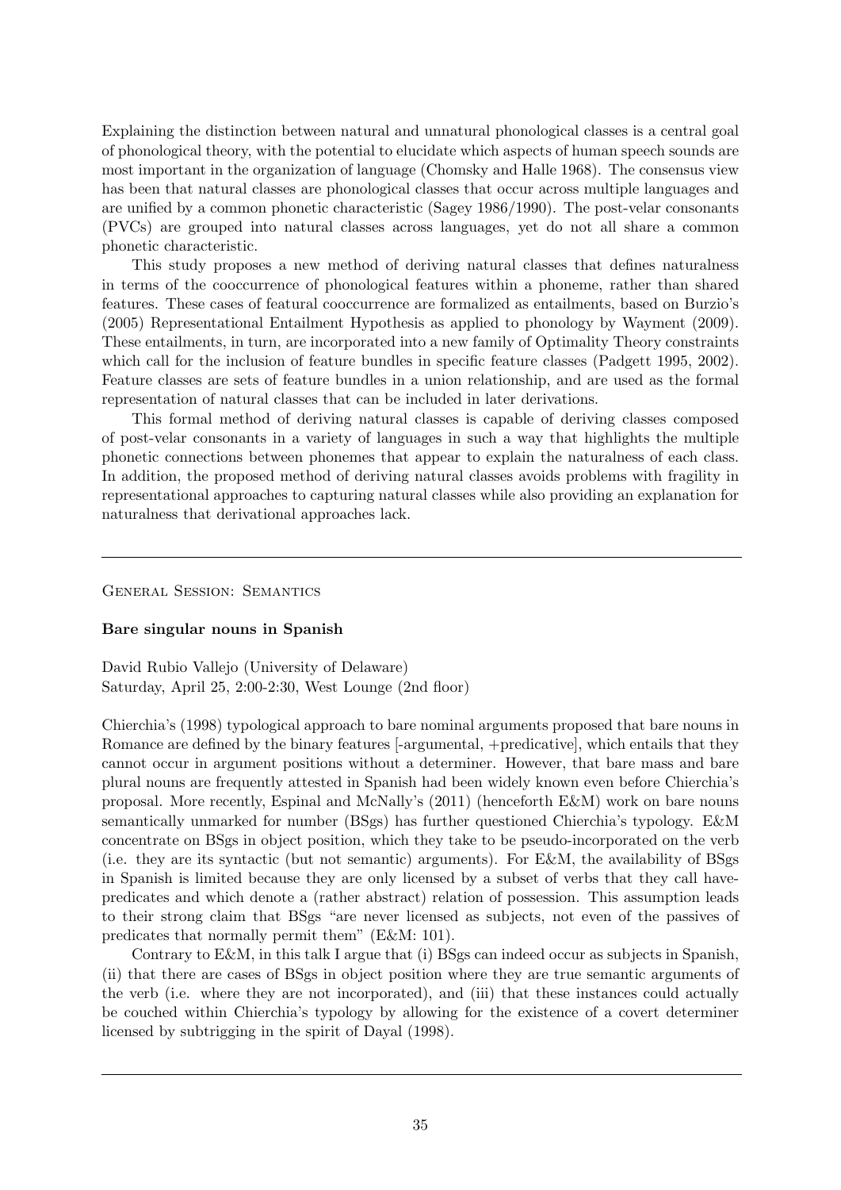Explaining the distinction between natural and unnatural phonological classes is a central goal of phonological theory, with the potential to elucidate which aspects of human speech sounds are most important in the organization of language (Chomsky and Halle 1968). The consensus view has been that natural classes are phonological classes that occur across multiple languages and are unified by a common phonetic characteristic (Sagey 1986/1990). The post-velar consonants (PVCs) are grouped into natural classes across languages, yet do not all share a common phonetic characteristic.

This study proposes a new method of deriving natural classes that defines naturalness in terms of the cooccurrence of phonological features within a phoneme, rather than shared features. These cases of featural cooccurrence are formalized as entailments, based on Burzio's (2005) Representational Entailment Hypothesis as applied to phonology by Wayment (2009). These entailments, in turn, are incorporated into a new family of Optimality Theory constraints which call for the inclusion of feature bundles in specific feature classes (Padgett 1995, 2002). Feature classes are sets of feature bundles in a union relationship, and are used as the formal representation of natural classes that can be included in later derivations.

This formal method of deriving natural classes is capable of deriving classes composed of post-velar consonants in a variety of languages in such a way that highlights the multiple phonetic connections between phonemes that appear to explain the naturalness of each class. In addition, the proposed method of deriving natural classes avoids problems with fragility in representational approaches to capturing natural classes while also providing an explanation for naturalness that derivational approaches lack.

---

General Session: Semantics

**Bare singular nouns in Spanish**

David Rubio Vallejo (University of Delaware)
Saturday, April 25, 2:00-2:30, West Lounge (2nd floor)

Chierchia's (1998) typological approach to bare nominal arguments proposed that bare nouns in Romance are defined by the binary features [-argumental, +predicative], which entails that they cannot occur in argument positions without a determiner. However, that bare mass and bare plural nouns are frequently attested in Spanish had been widely known even before Chierchia's proposal. More recently, Espinal and McNally's (2011) (henceforth E&M) work on bare nouns semantically unmarked for number (BSgs) has further questioned Chierchia's typology. E&M concentrate on BSgs in object position, which they take to be pseudo-incorporated on the verb (i.e. they are its syntactic (but not semantic) arguments). For E&M, the availability of BSgs in Spanish is limited because they are only licensed by a subset of verbs that they call have-predicates and which denote a (rather abstract) relation of possession. This assumption leads to their strong claim that BSgs "are never licensed as subjects, not even of the passives of predicates that normally permit them" (E&M: 101).

Contrary to E&M, in this talk I argue that (i) BSgs can indeed occur as subjects in Spanish, (ii) that there are cases of BSgs in object position where they are true semantic arguments of the verb (i.e. where they are not incorporated), and (iii) that these instances could actually be couched within Chierchia's typology by allowing for the existence of a covert determiner licensed by subtrigging in the spirit of Dayal (1998).

---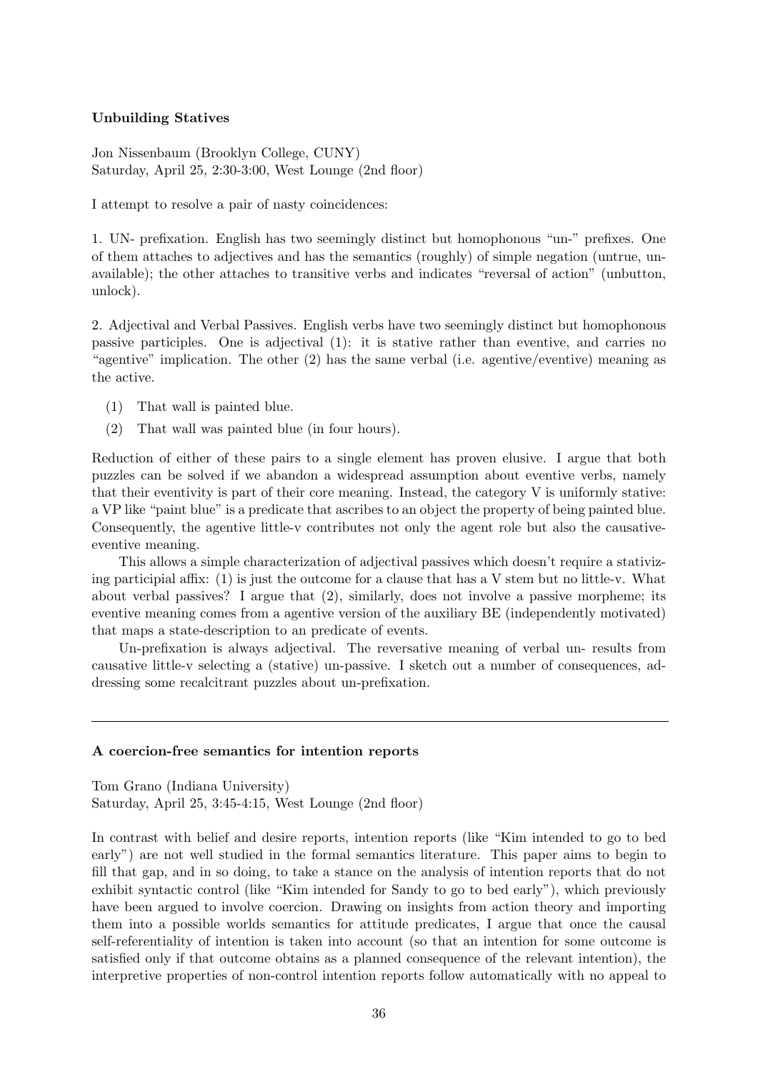**Unbuilding Statives**

Jon Nissenbaum (Brooklyn College, CUNY)
Saturday, April 25, 2:30-3:00, West Lounge (2nd floor)

I attempt to resolve a pair of nasty coincidences:

1. UN- prefixation. English has two seemingly distinct but homophonous "un-" prefixes. One of them attaches to adjectives and has the semantics (roughly) of simple negation (untrue, unavailable); the other attaches to transitive verbs and indicates "reversal of action" (unbutton, unlock).

2. Adjectival and Verbal Passives. English verbs have two seemingly distinct but homophonous passive participles. One is adjectival (1): it is stative rather than eventive, and carries no "agentive" implication. The other (2) has the same verbal (i.e. agentive/eventive) meaning as the active.

(1) That wall is painted blue.

(2) That wall was painted blue (in four hours).

Reduction of either of these pairs to a single element has proven elusive. I argue that both puzzles can be solved if we abandon a widespread assumption about eventive verbs, namely that their eventivity is part of their core meaning. Instead, the category V is uniformly stative: a VP like "paint blue" is a predicate that ascribes to an object the property of being painted blue. Consequently, the agentive little-v contributes not only the agent role but also the causative-eventive meaning.

This allows a simple characterization of adjectival passives which doesn't require a stativizing participial affix: (1) is just the outcome for a clause that has a V stem but no little-v. What about verbal passives? I argue that (2), similarly, does not involve a passive morpheme; its eventive meaning comes from a agentive version of the auxiliary BE (independently motivated) that maps a state-description to an predicate of events.

Un-prefixation is always adjectival. The reversative meaning of verbal un- results from causative little-v selecting a (stative) un-passive. I sketch out a number of consequences, addressing some recalcitrant puzzles about un-prefixation.

---

**A coercion-free semantics for intention reports**

Tom Grano (Indiana University)
Saturday, April 25, 3:45-4:15, West Lounge (2nd floor)

In contrast with belief and desire reports, intention reports (like "Kim intended to go to bed early") are not well studied in the formal semantics literature. This paper aims to begin to fill that gap, and in so doing, to take a stance on the analysis of intention reports that do not exhibit syntactic control (like "Kim intended for Sandy to go to bed early"), which previously have been argued to involve coercion. Drawing on insights from action theory and importing them into a possible worlds semantics for attitude predicates, I argue that once the causal self-referentiality of intention is taken into account (so that an intention for some outcome is satisfied only if that outcome obtains as a planned consequence of the relevant intention), the interpretive properties of non-control intention reports follow automatically with no appeal to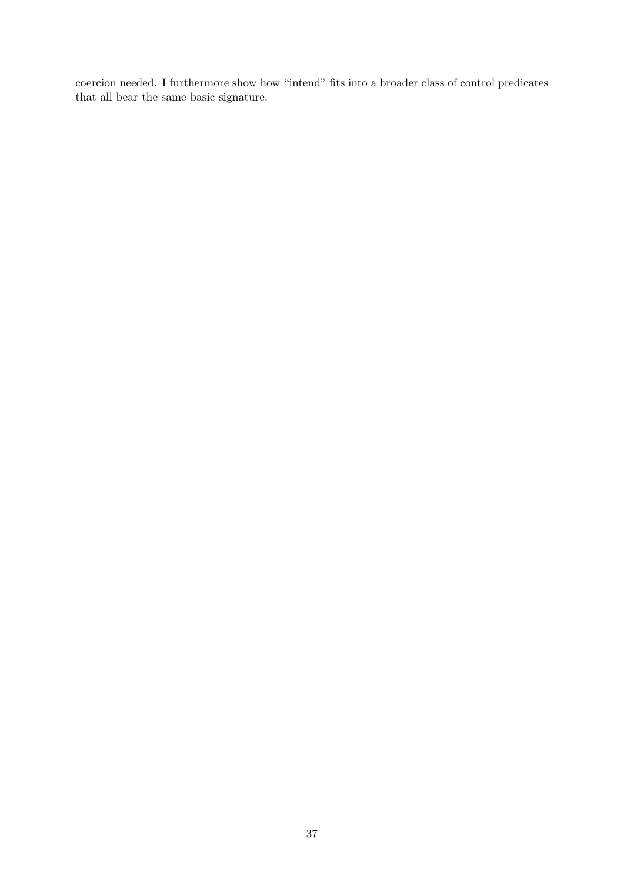coercion needed. I furthermore show how "intend" fits into a broader class of control predicates that all bear the same basic signature.